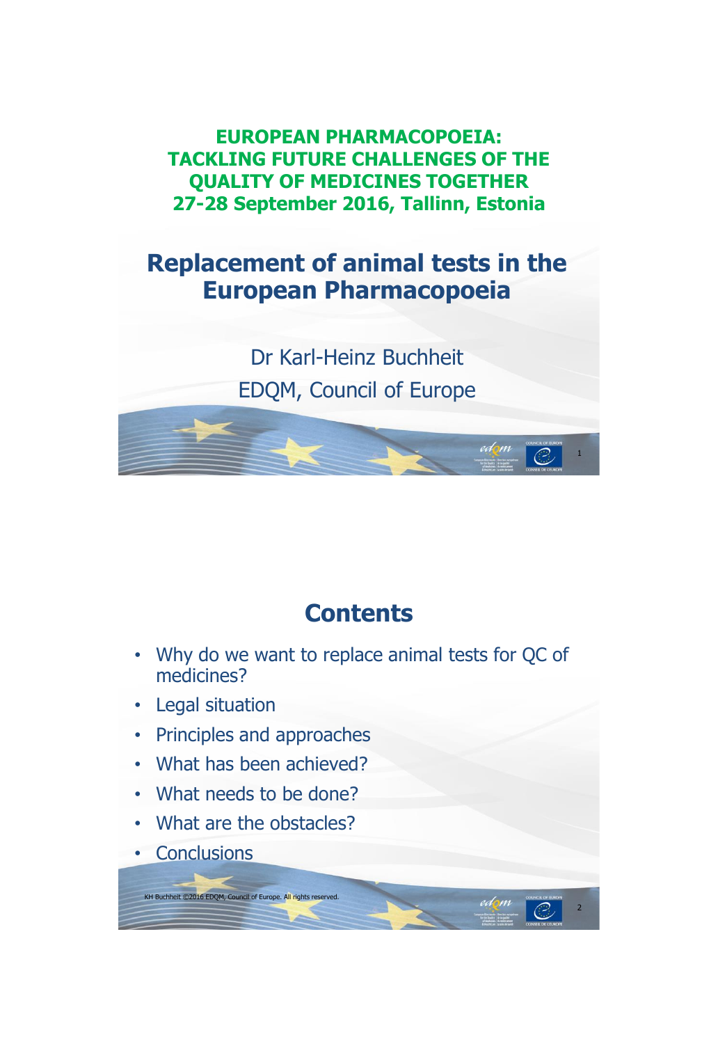**EUROPEAN PHARMACOPOEIA: TACKLING FUTURE CHALLENGES OF THE QUALITY OF MEDICINES TOGETHER**
**27-28 September 2016, Tallinn, Estonia**

# Replacement of animal tests in the European Pharmacopoeia

Dr Karl-Heinz Buchheit

EDQM, Council of Europe

## Contents

- Why do we want to replace animal tests for QC of medicines?
- Legal situation
- Principles and approaches
- What has been achieved?
- What needs to be done?
- What are the obstacles?
- Conclusions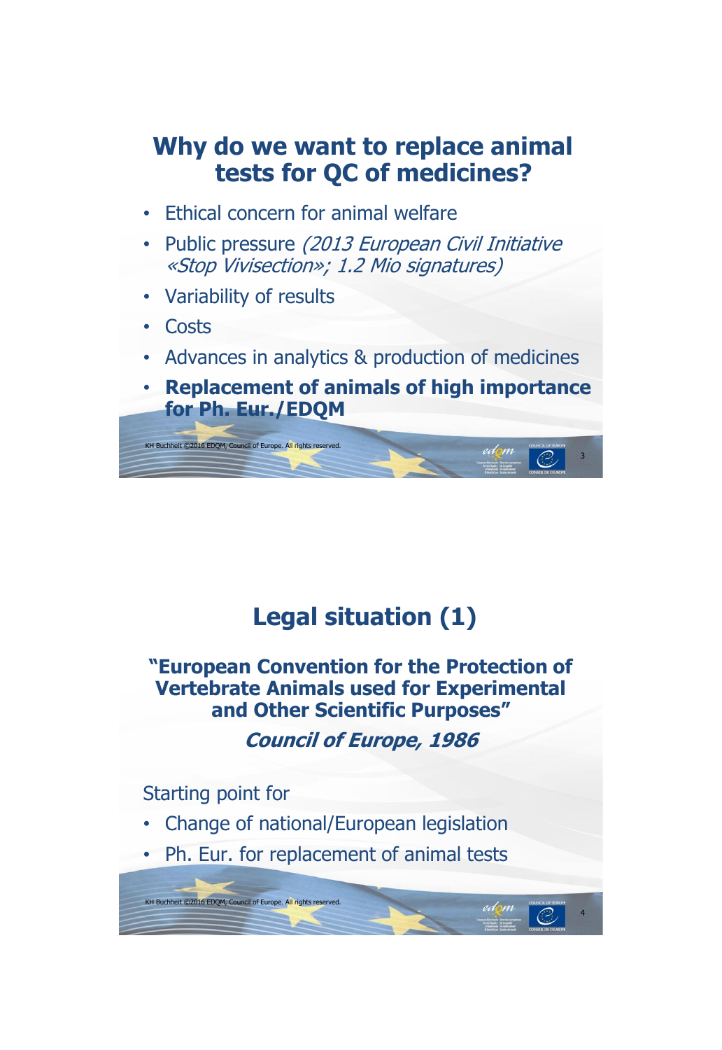## Why do we want to replace animal tests for QC of medicines?

- Ethical concern for animal welfare
- Public pressure *(2013 European Civil Initiative «Stop Vivisection»; 1.2 Mio signatures)*
- Variability of results
- Costs
- Advances in analytics & production of medicines
- **Replacement of animals of high importance for Ph. Eur./EDQM**

## Legal situation (1)

**"European Convention for the Protection of Vertebrate Animals used for Experimental and Other Scientific Purposes"**

***Council of Europe, 1986***

Starting point for

- Change of national/European legislation
- Ph. Eur. for replacement of animal tests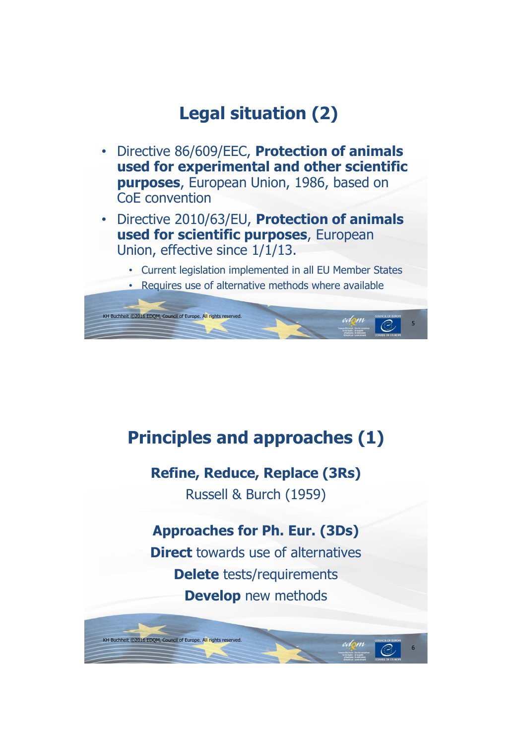# Legal situation (2)

- Directive 86/609/EEC, **Protection of animals used for experimental and other scientific purposes**, European Union, 1986, based on CoE convention
- Directive 2010/63/EU, **Protection of animals used for scientific purposes**, European Union, effective since 1/1/13.
  - Current legislation implemented in all EU Member States
  - Requires use of alternative methods where available

# Principles and approaches (1)

**Refine, Reduce, Replace (3Rs)**

Russell & Burch (1959)

**Approaches for Ph. Eur. (3Ds)**

**Direct** towards use of alternatives

**Delete** tests/requirements

**Develop** new methods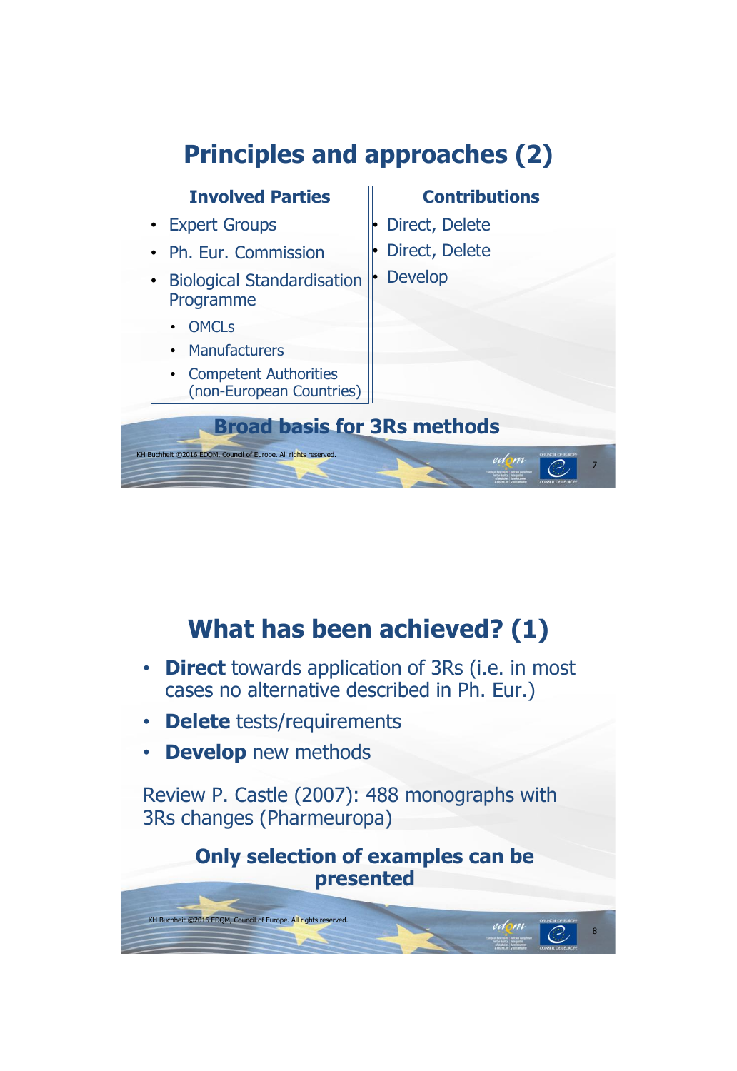## Principles and approaches (2)

| Involved Parties | Contributions |
|---|---|
| • Expert Groups | • Direct, Delete |
| • Ph. Eur. Commission | • Direct, Delete |
| • Biological Standardisation Programme | • Develop |
| • OMCLs | |
| • Manufacturers | |
| • Competent Authorities (non-European Countries) | |

**Broad basis for 3Rs methods**

KH Buchheit ©2016 EDQM, Council of Europe. All rights reserved.

## What has been achieved? (1)

- **Direct** towards application of 3Rs (i.e. in most cases no alternative described in Ph. Eur.)
- **Delete** tests/requirements
- **Develop** new methods

Review P. Castle (2007): 488 monographs with 3Rs changes (Pharmeuropa)

**Only selection of examples can be presented**

KH Buchheit ©2016 EDQM, Council of Europe. All rights reserved.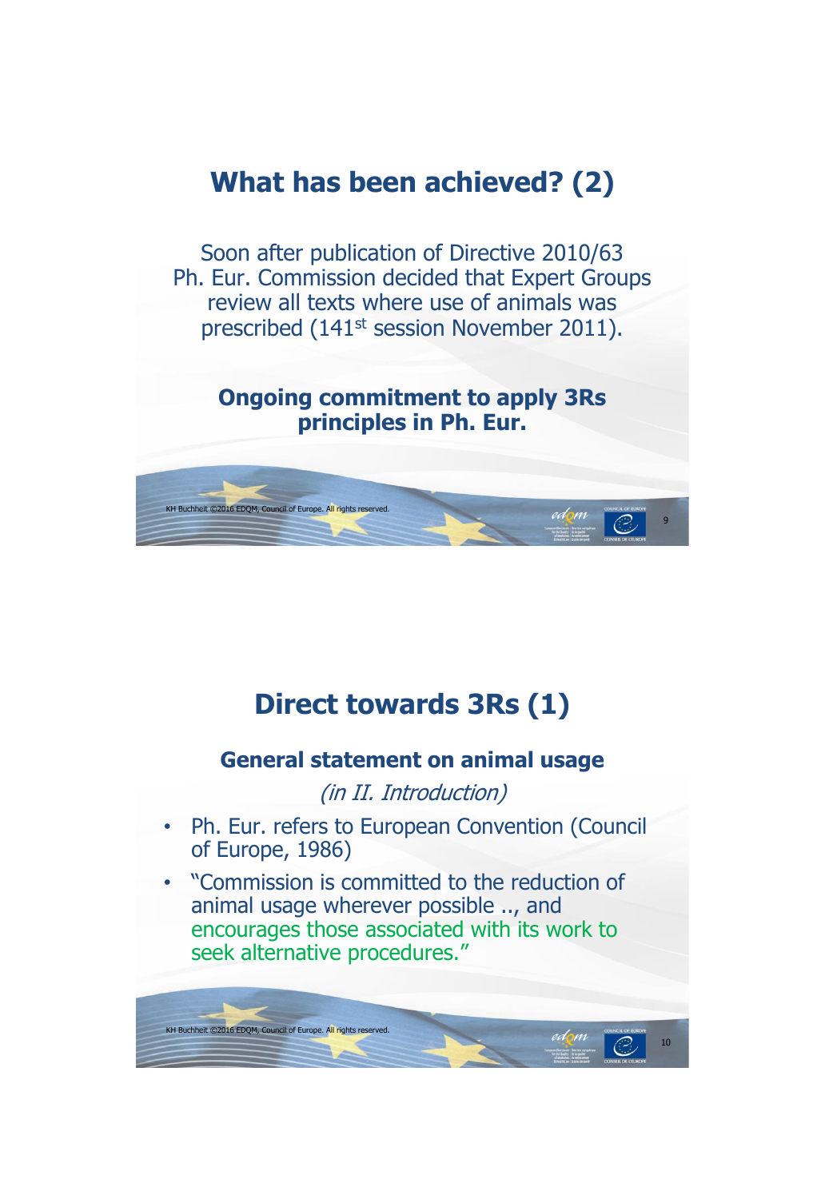## What has been achieved? (2)

Soon after publication of Directive 2010/63 Ph. Eur. Commission decided that Expert Groups review all texts where use of animals was prescribed (141st session November 2011).

**Ongoing commitment to apply 3Rs principles in Ph. Eur.**

## Direct towards 3Rs (1)

### General statement on animal usage

*(in II. Introduction)*

- Ph. Eur. refers to European Convention (Council of Europe, 1986)
- "Commission is committed to the reduction of animal usage wherever possible .., and encourages those associated with its work to seek alternative procedures."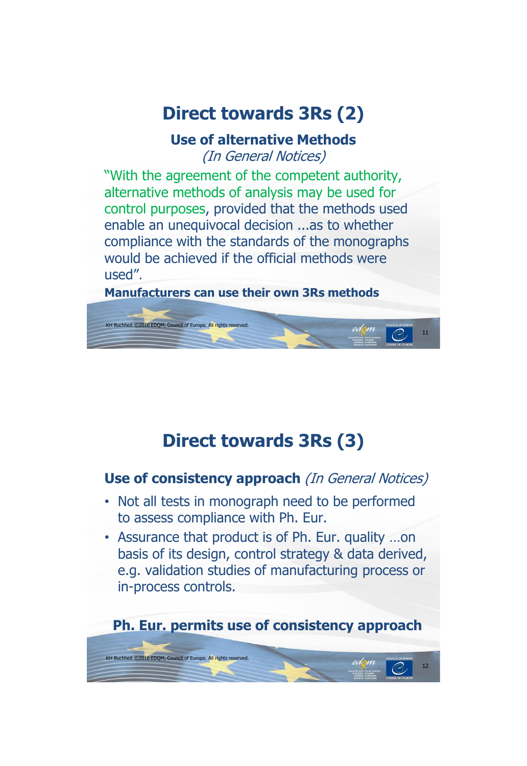# Direct towards 3Rs (2)

**Use of alternative Methods**

*(In General Notices)*

"With the agreement of the competent authority, alternative methods of analysis may be used for control purposes, provided that the methods used enable an unequivocal decision ...as to whether compliance with the standards of the monographs would be achieved if the official methods were used".

**Manufacturers can use their own 3Rs methods**

# Direct towards 3Rs (3)

**Use of consistency approach** *(In General Notices)*

- Not all tests in monograph need to be performed to assess compliance with Ph. Eur.
- Assurance that product is of Ph. Eur. quality …on basis of its design, control strategy & data derived, e.g. validation studies of manufacturing process or in-process controls.

**Ph. Eur. permits use of consistency approach**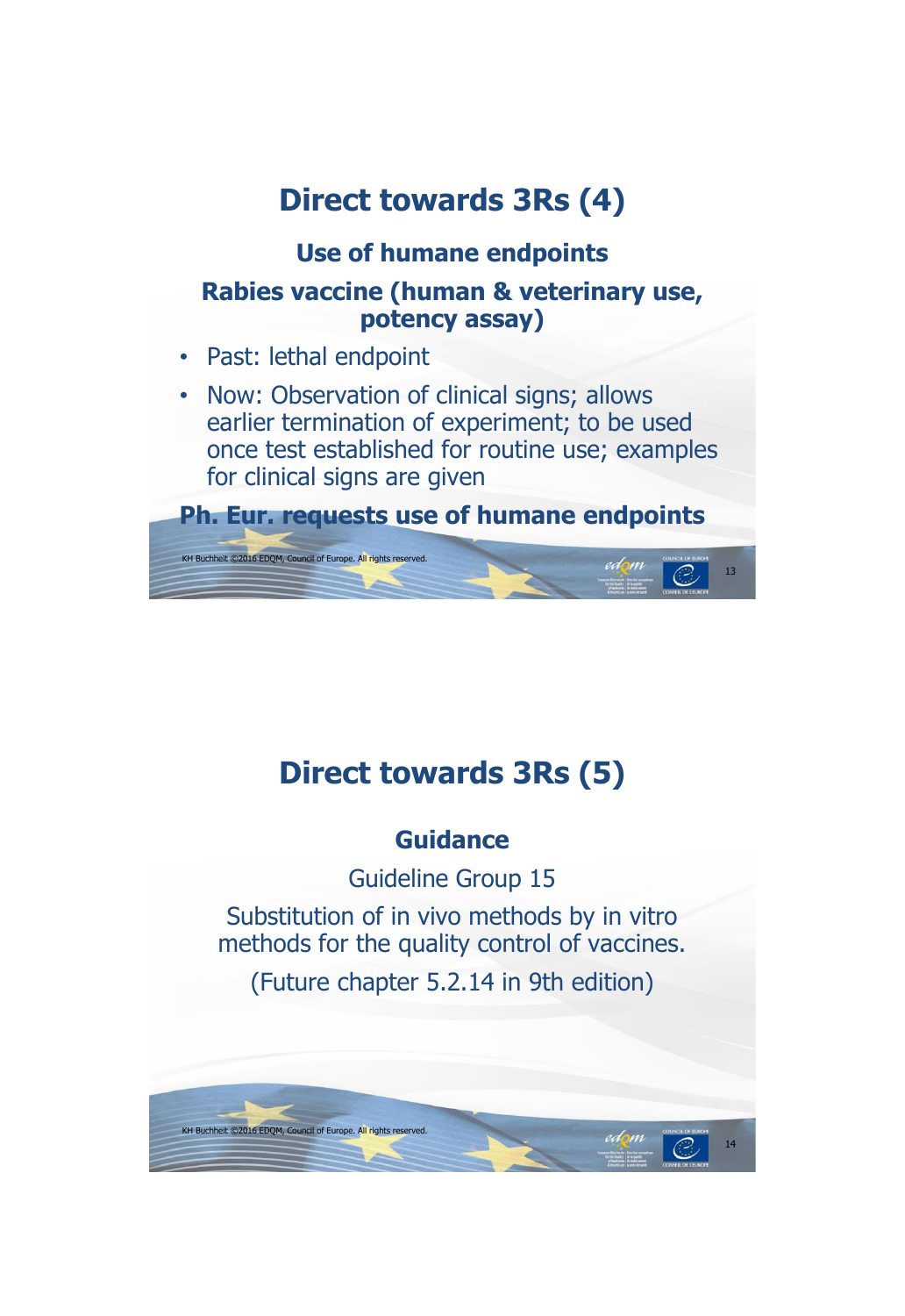# Direct towards 3Rs (4)

## Use of humane endpoints

### Rabies vaccine (human & veterinary use, potency assay)

- Past: lethal endpoint
- Now: Observation of clinical signs; allows earlier termination of experiment; to be used once test established for routine use; examples for clinical signs are given

**Ph. Eur. requests use of humane endpoints**

KH Buchheit ©2016 EDQM, Council of Europe. All rights reserved.

# Direct towards 3Rs (5)

## Guidance

Guideline Group 15

Substitution of in vivo methods by in vitro methods for the quality control of vaccines.

(Future chapter 5.2.14 in 9th edition)

KH Buchheit ©2016 EDQM, Council of Europe. All rights reserved.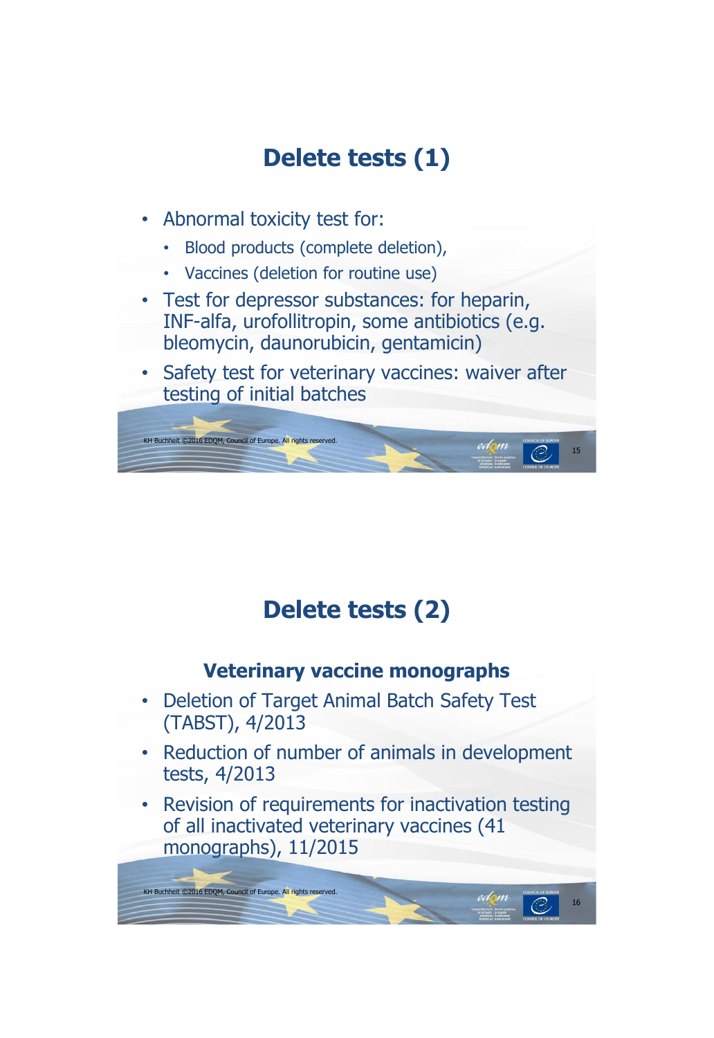# Delete tests (1)

- Abnormal toxicity test for:
  - Blood products (complete deletion),
  - Vaccines (deletion for routine use)
- Test for depressor substances: for heparin, INF-alfa, urofollitropin, some antibiotics (e.g. bleomycin, daunorubicin, gentamicin)
- Safety test for veterinary vaccines: waiver after testing of initial batches

# Delete tests (2)

## Veterinary vaccine monographs

- Deletion of Target Animal Batch Safety Test (TABST), 4/2013
- Reduction of number of animals in development tests, 4/2013
- Revision of requirements for inactivation testing of all inactivated veterinary vaccines (41 monographs), 11/2015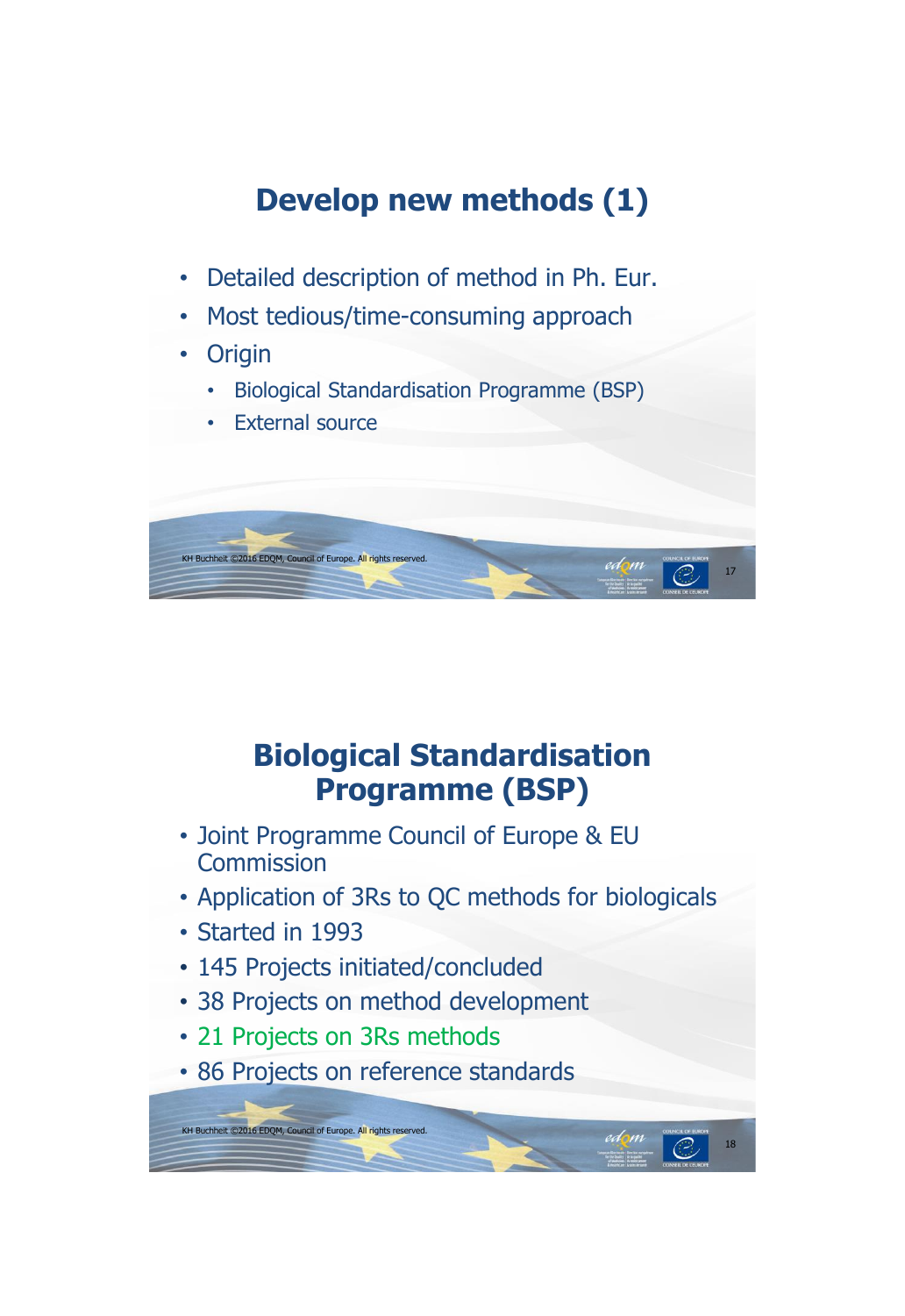## Develop new methods (1)

- Detailed description of method in Ph. Eur.
- Most tedious/time-consuming approach
- Origin
  - Biological Standardisation Programme (BSP)
  - External source

KH Buchheit ©2016 EDQM, Council of Europe. All rights reserved.

## Biological Standardisation Programme (BSP)

- Joint Programme Council of Europe & EU Commission
- Application of 3Rs to QC methods for biologicals
- Started in 1993
- 145 Projects initiated/concluded
- 38 Projects on method development
- 21 Projects on 3Rs methods
- 86 Projects on reference standards

KH Buchheit ©2016 EDQM, Council of Europe. All rights reserved.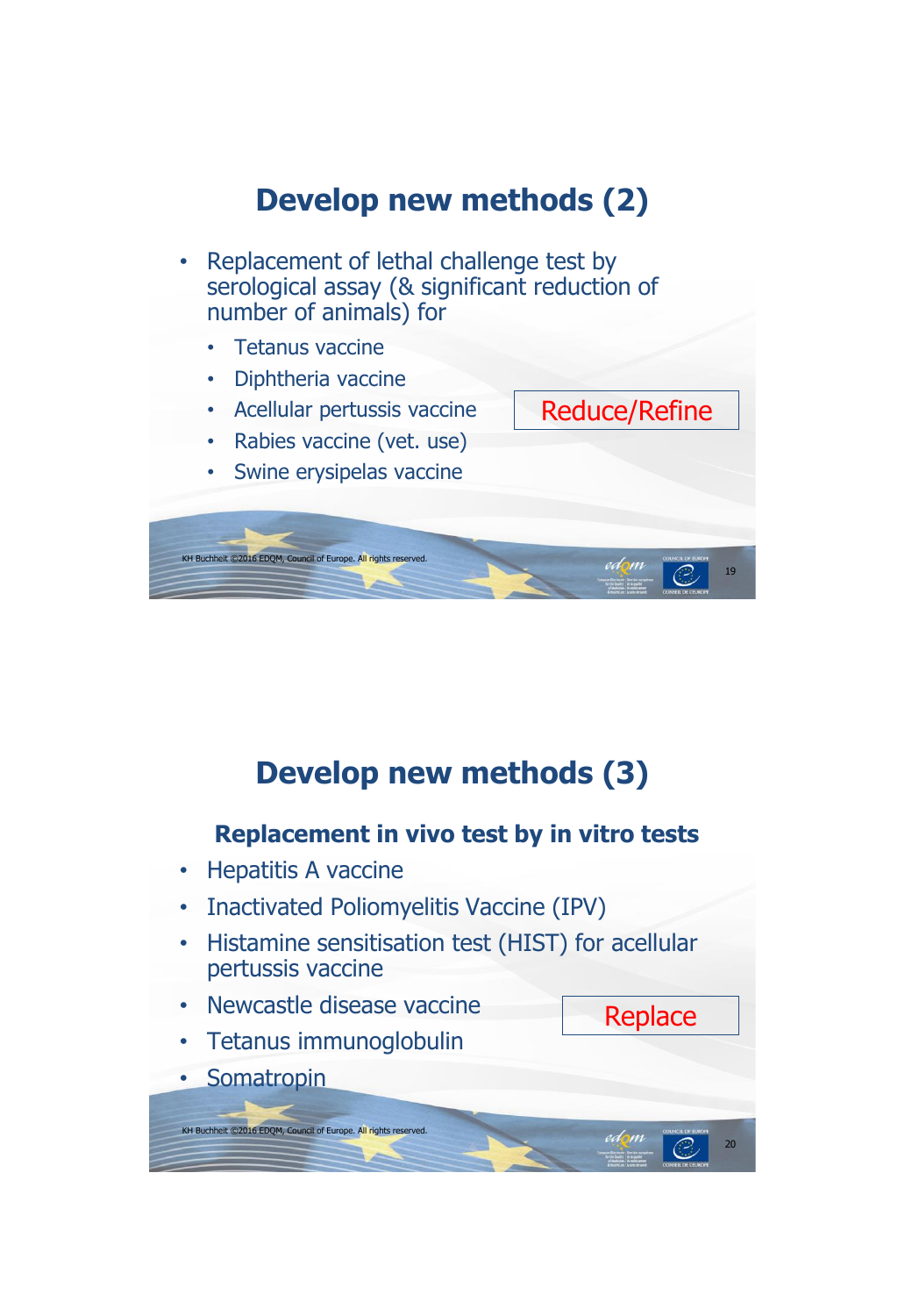# Develop new methods (2)

- Replacement of lethal challenge test by serological assay (& significant reduction of number of animals) for
  - Tetanus vaccine
  - Diphtheria vaccine
  - Acellular pertussis vaccine
  - Rabies vaccine (vet. use)
  - Swine erysipelas vaccine

Reduce/Refine

KH Buchheit ©2016 EDQM, Council of Europe. All rights reserved.

# Develop new methods (3)

### Replacement in vivo test by in vitro tests

- Hepatitis A vaccine
- Inactivated Poliomyelitis Vaccine (IPV)
- Histamine sensitisation test (HIST) for acellular pertussis vaccine
- Newcastle disease vaccine
- Tetanus immunoglobulin
- Somatropin

Replace

KH Buchheit ©2016 EDQM, Council of Europe. All rights reserved.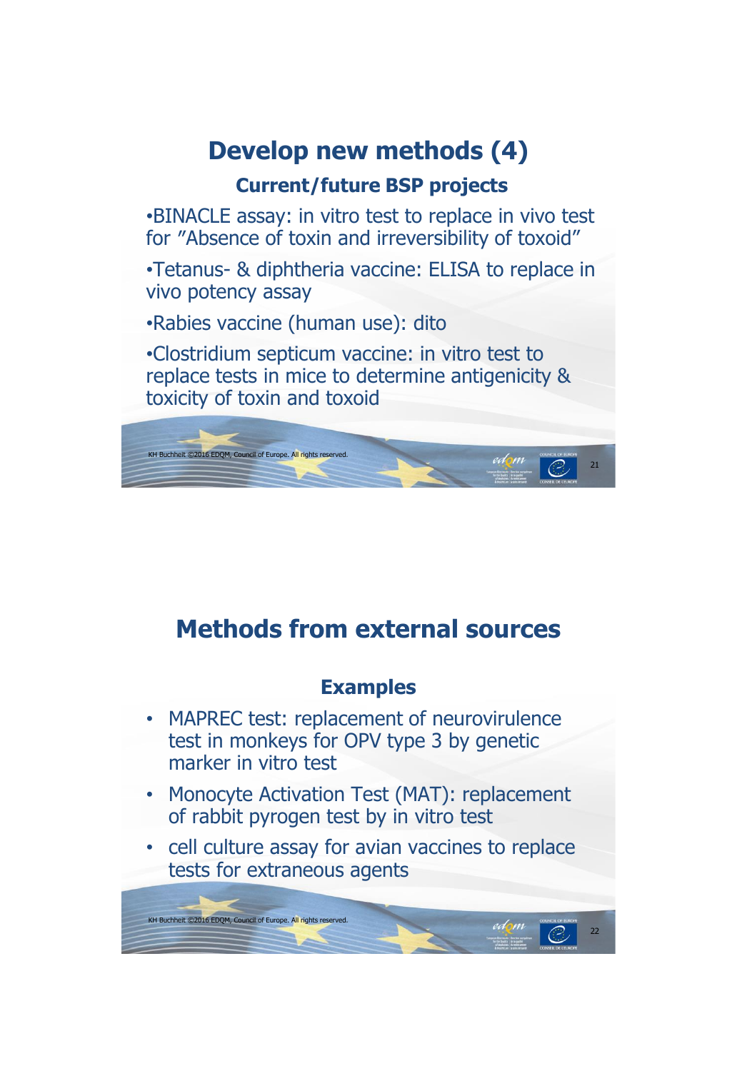# Develop new methods (4)

## Current/future BSP projects

- BINACLE assay: in vitro test to replace in vivo test for "Absence of toxin and irreversibility of toxoid"
- Tetanus- & diphtheria vaccine: ELISA to replace in vivo potency assay
- Rabies vaccine (human use): dito
- Clostridium septicum vaccine: in vitro test to replace tests in mice to determine antigenicity & toxicity of toxin and toxoid

KH Buchheit ©2016 EDQM, Council of Europe. All rights reserved.

# Methods from external sources

## Examples

- MAPREC test: replacement of neurovirulence test in monkeys for OPV type 3 by genetic marker in vitro test
- Monocyte Activation Test (MAT): replacement of rabbit pyrogen test by in vitro test
- cell culture assay for avian vaccines to replace tests for extraneous agents

KH Buchheit ©2016 EDQM, Council of Europe. All rights reserved.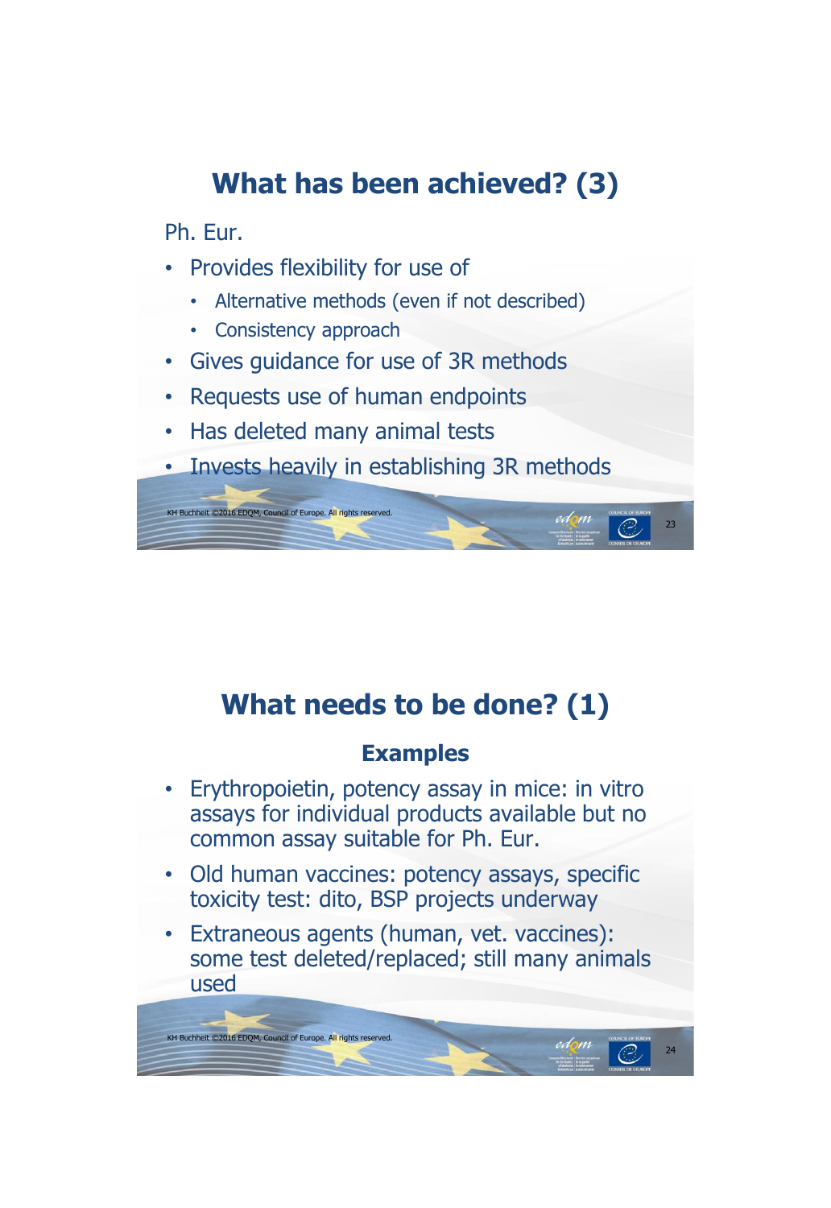## What has been achieved? (3)

Ph. Eur.

- Provides flexibility for use of
  - Alternative methods (even if not described)
  - Consistency approach
- Gives guidance for use of 3R methods
- Requests use of human endpoints
- Has deleted many animal tests
- Invests heavily in establishing 3R methods

## What needs to be done? (1)

### Examples

- Erythropoietin, potency assay in mice: in vitro assays for individual products available but no common assay suitable for Ph. Eur.
- Old human vaccines: potency assays, specific toxicity test: dito, BSP projects underway
- Extraneous agents (human, vet. vaccines): some test deleted/replaced; still many animals used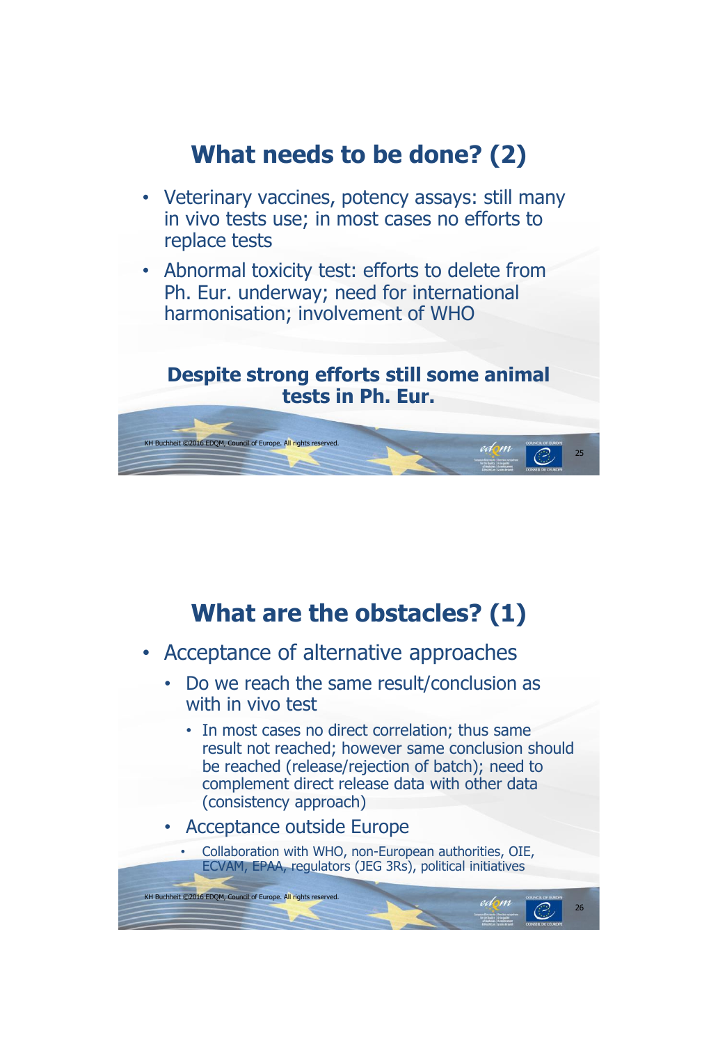## What needs to be done? (2)

- Veterinary vaccines, potency assays: still many in vivo tests use; in most cases no efforts to replace tests
- Abnormal toxicity test: efforts to delete from Ph. Eur. underway; need for international harmonisation; involvement of WHO

**Despite strong efforts still some animal tests in Ph. Eur.**

## What are the obstacles? (1)

- Acceptance of alternative approaches
  - Do we reach the same result/conclusion as with in vivo test
    - In most cases no direct correlation; thus same result not reached; however same conclusion should be reached (release/rejection of batch); need to complement direct release data with other data (consistency approach)
  - Acceptance outside Europe
    - Collaboration with WHO, non-European authorities, OIE, ECVAM, EPAA, regulators (JEG 3Rs), political initiatives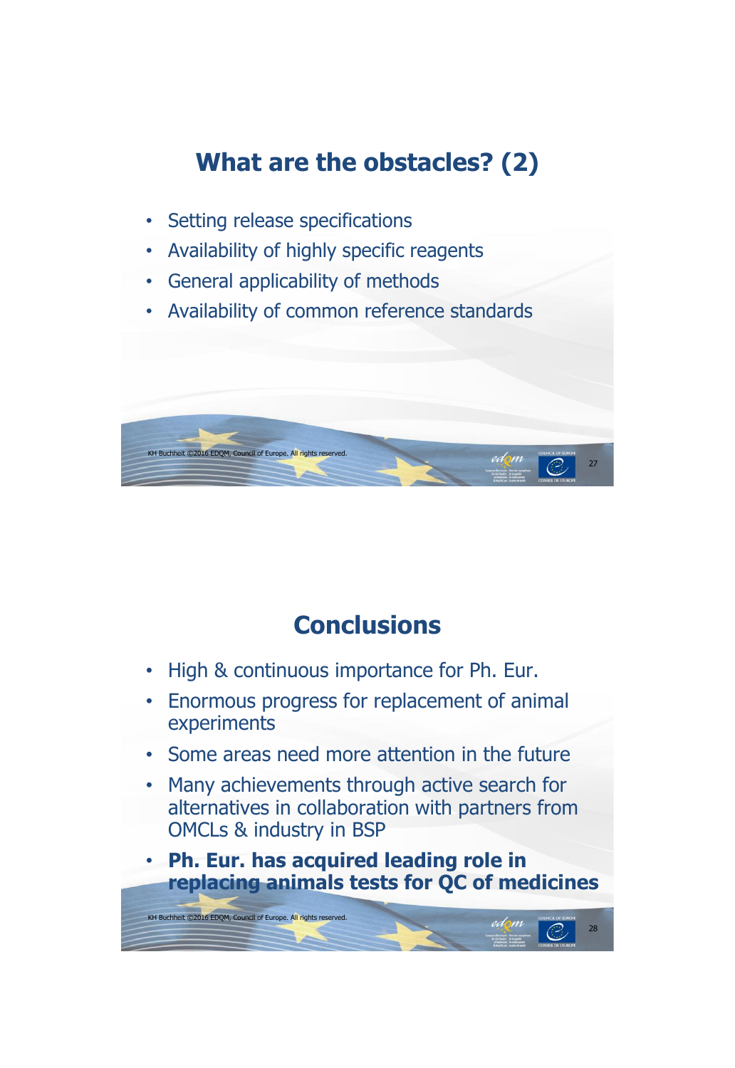## What are the obstacles? (2)

- Setting release specifications
- Availability of highly specific reagents
- General applicability of methods
- Availability of common reference standards

## Conclusions

- High & continuous importance for Ph. Eur.
- Enormous progress for replacement of animal experiments
- Some areas need more attention in the future
- Many achievements through active search for alternatives in collaboration with partners from OMCLs & industry in BSP
- **Ph. Eur. has acquired leading role in replacing animals tests for QC of medicines**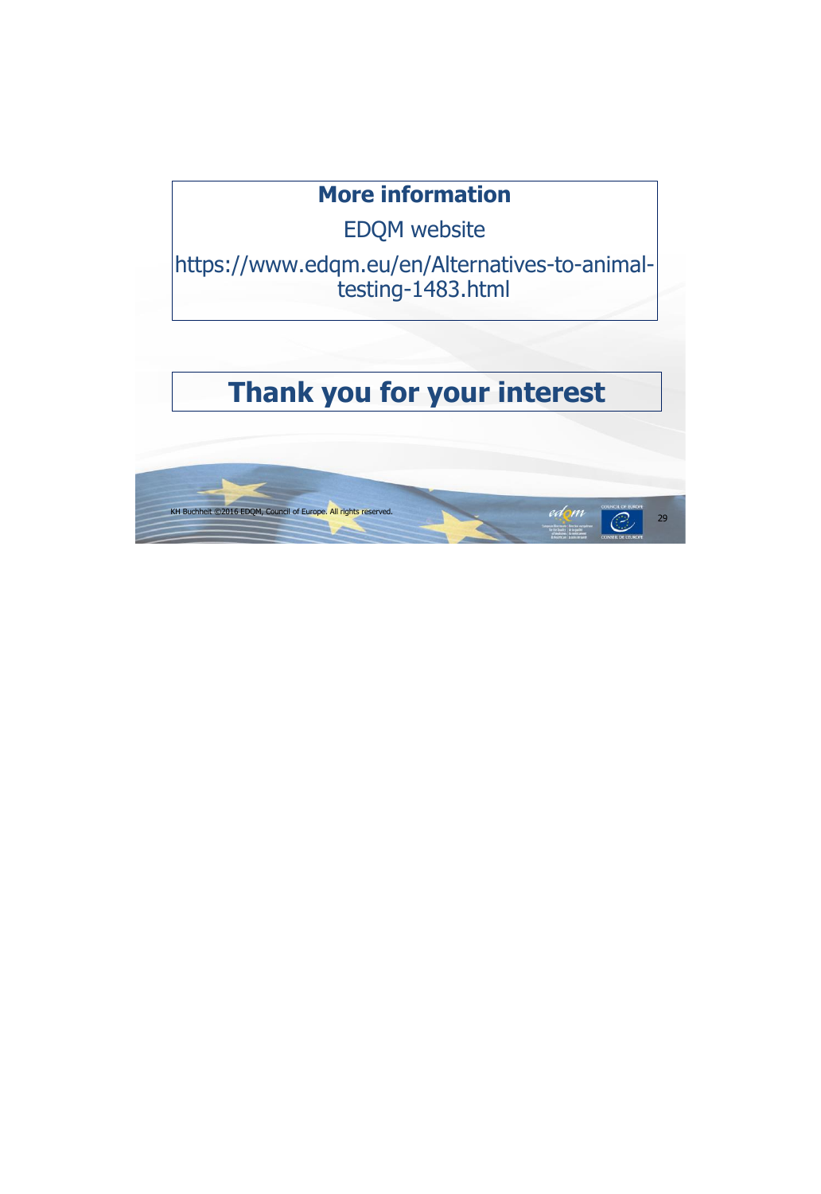**More information**

EDQM website

https://www.edqm.eu/en/Alternatives-to-animal-testing-1483.html

**Thank you for your interest**

KH Buchheit ©2016 EDQM, Council of Europe. All rights reserved.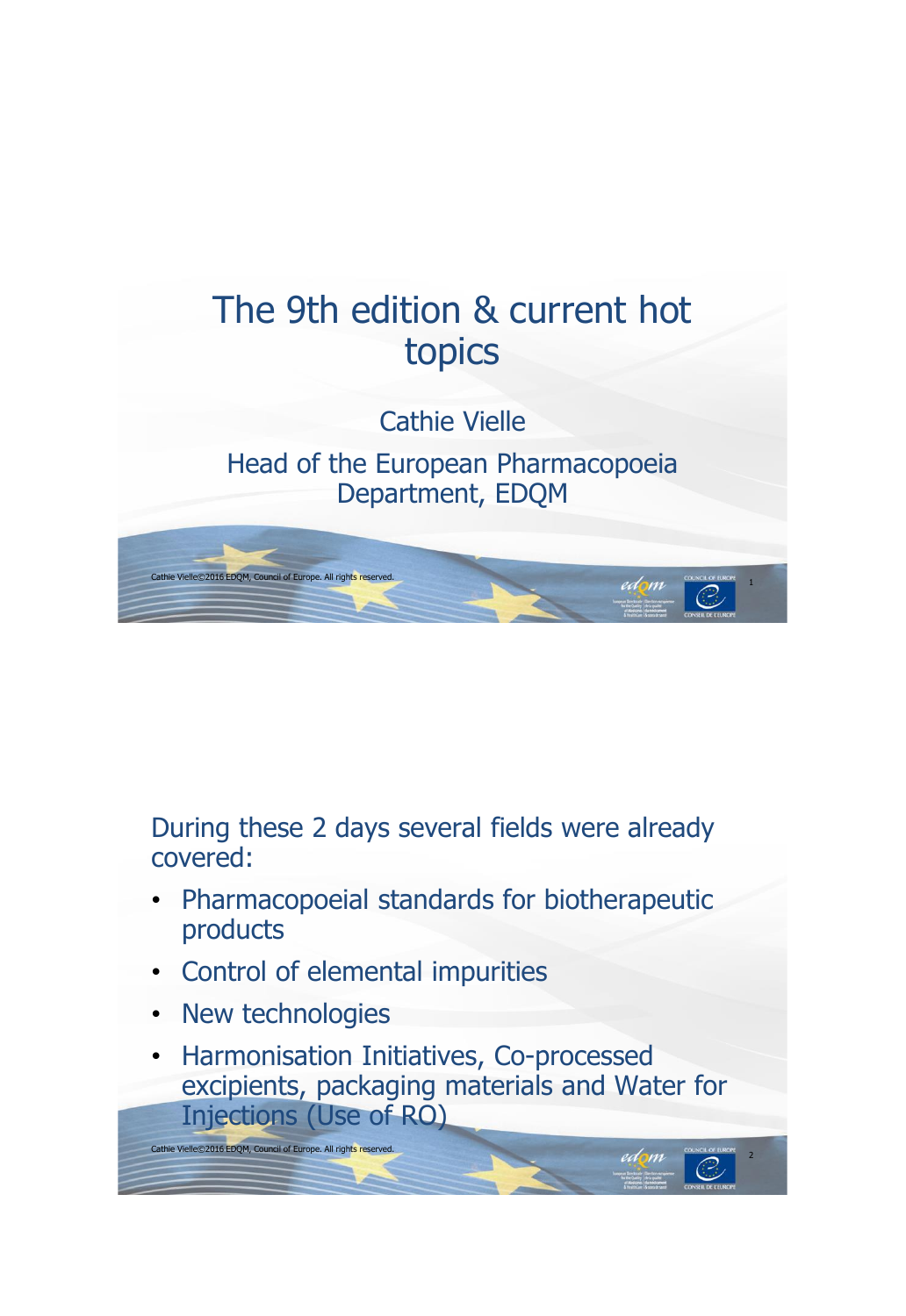# The 9th edition & current hot topics

Cathie Vielle

Head of the European Pharmacopoeia Department, EDQM

---

During these 2 days several fields were already covered:

- Pharmacopoeial standards for biotherapeutic products
- Control of elemental impurities
- New technologies
- Harmonisation Initiatives, Co-processed excipients, packaging materials and Water for Injections (Use of RO)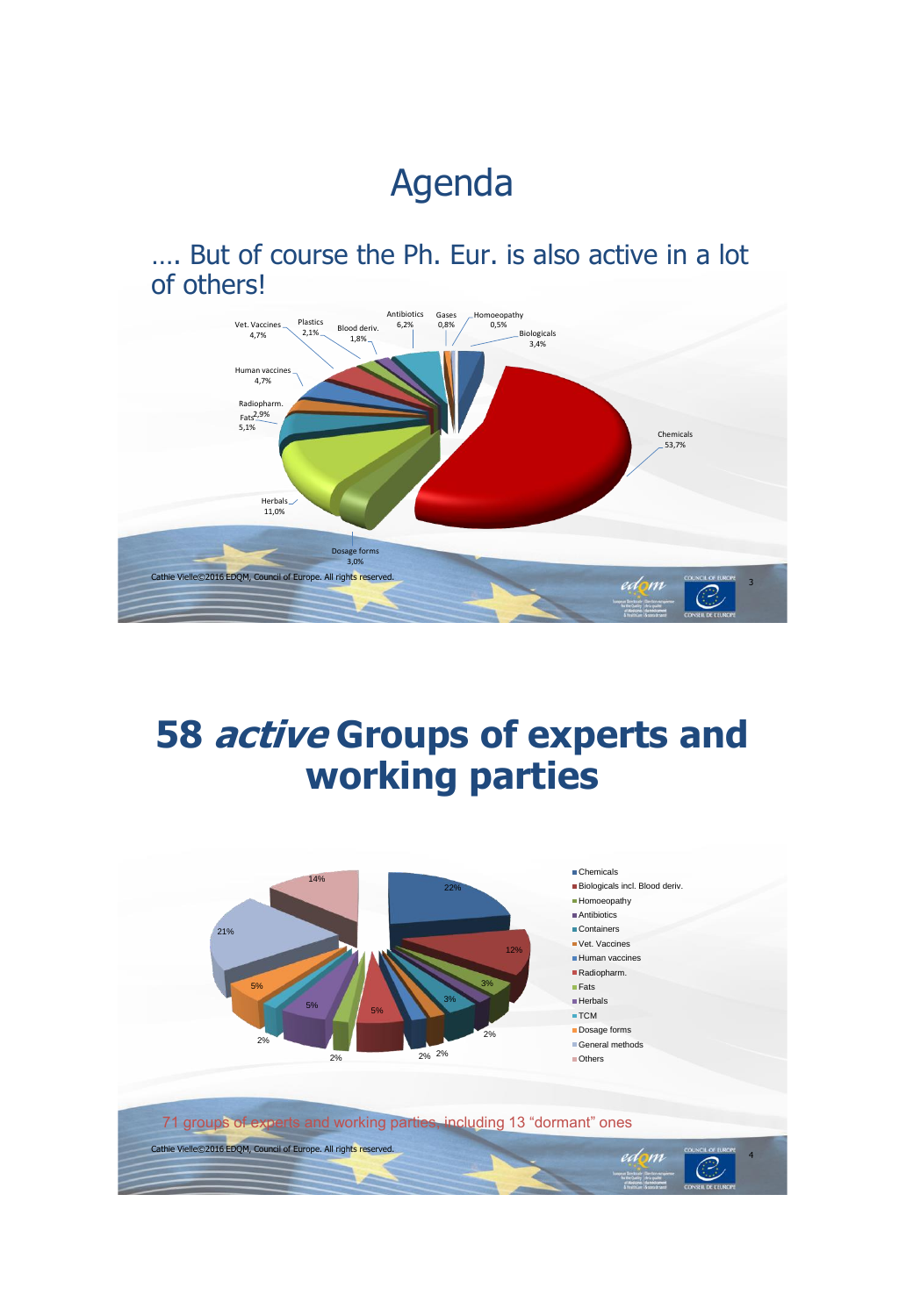# Agenda

…. But of course the Ph. Eur. is also active in a lot of others!

Vet. Vaccines 4,7%
Plastics 2,1%
Blood deriv. 1,8%
Antibiotics 6,2%
Gases 0,8%
Homoeopathy 0,5%
Biologicals 3,4%
Human vaccines 4,7%
Radiopharm. 2,9%
Fats 5,1%
Chemicals 53,7%
Herbals 11,0%
Dosage forms 3,0%

Cathie Vielle©2016 EDQM, Council of Europe. All rights reserved.

# 58 *active* Groups of experts and working parties

- Chemicals
- Biologicals incl. Blood deriv.
- Homoeopathy
- Antibiotics
- Containers
- Vet. Vaccines
- Human vaccines
- Radiopharm.
- Fats
- Herbals
- TCM
- Dosage forms
- General methods
- Others

22% 12% 3% 3% 2% 2% 2% 5% 2% 5% 2% 5% 21% 14%

71 groups of experts and working parties, including 13 "dormant" ones

Cathie Vielle©2016 EDQM, Council of Europe. All rights reserved.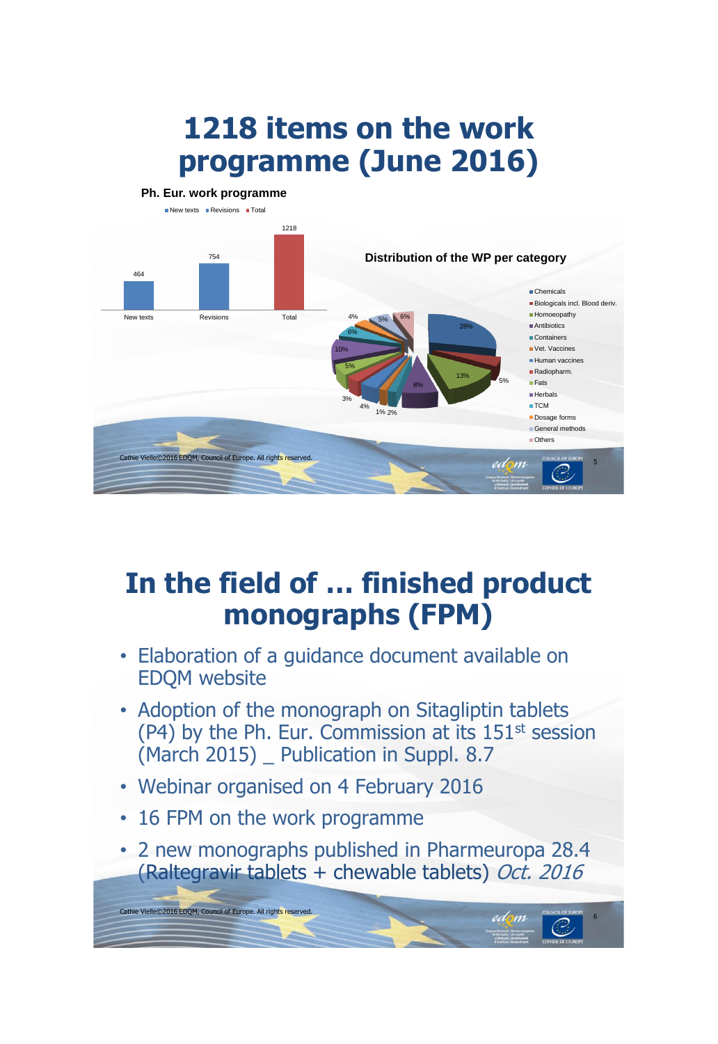# 1218 items on the work programme (June 2016)

**Ph. Eur. work programme**

| | New texts | Revisions | Total |
|---|---|---|---|
| | 464 | 754 | 1218 |

**Distribution of the WP per category**

- Chemicals
- Biologicals incl. Blood deriv.
- Homoeopathy
- Antibiotics
- Containers
- Vet. Vaccines
- Human vaccines
- Radiopharm.
- Fats
- Herbals
- TCM
- Dosage forms
- General methods
- Others

28%, 5%, 13%, 8%, 2%, 1%, 4%, 3%, 5%, 10%, 6%, 4%, 5%, 6%

Cathie Vielle©2016 EDQM, Council of Europe. All rights reserved.

# In the field of … finished product monographs (FPM)

- Elaboration of a guidance document available on EDQM website
- Adoption of the monograph on Sitagliptin tablets (P4) by the Ph. Eur. Commission at its 151st session (March 2015) _ Publication in Suppl. 8.7
- Webinar organised on 4 February 2016
- 16 FPM on the work programme
- 2 new monographs published in Pharmeuropa 28.4 (Raltegravir tablets + chewable tablets) *Oct. 2016*

Cathie Vielle©2016 EDQM, Council of Europe. All rights reserved.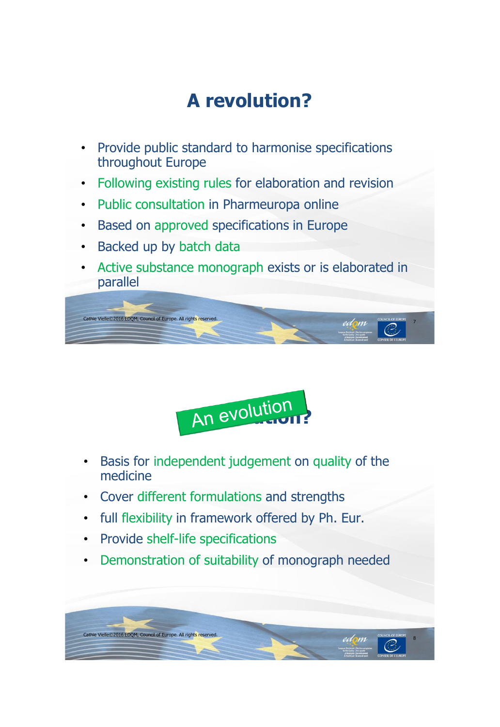# A revolution?

- Provide public standard to harmonise specifications throughout Europe
- Following existing rules for elaboration and revision
- Public consultation in Pharmeuropa online
- Based on approved specifications in Europe
- Backed up by batch data
- Active substance monograph exists or is elaborated in parallel

# An evolution

- Basis for independent judgement on quality of the medicine
- Cover different formulations and strengths
- full flexibility in framework offered by Ph. Eur.
- Provide shelf-life specifications
- Demonstration of suitability of monograph needed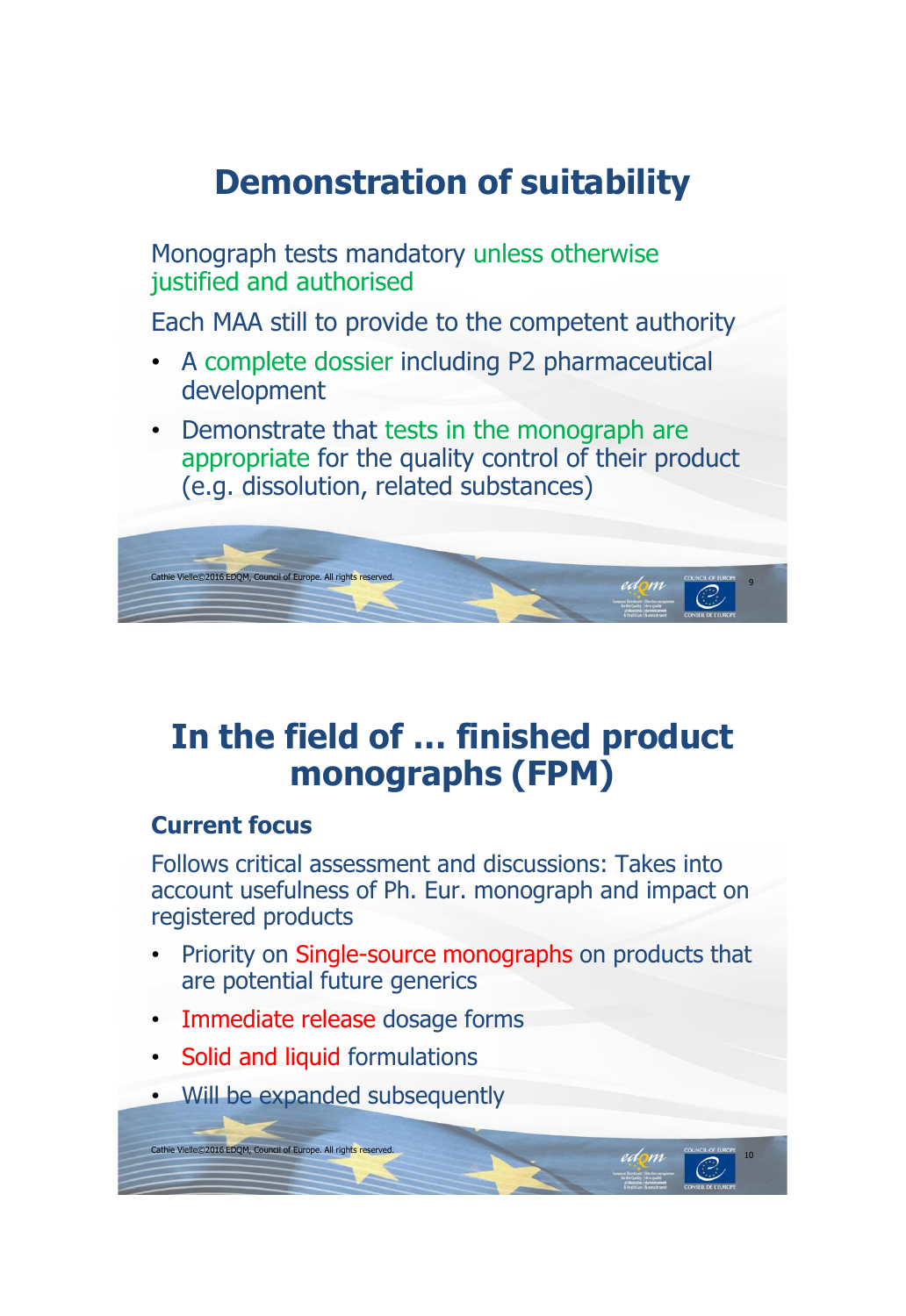# Demonstration of suitability

Monograph tests mandatory unless otherwise justified and authorised

Each MAA still to provide to the competent authority

- A complete dossier including P2 pharmaceutical development
- Demonstrate that tests in the monograph are appropriate for the quality control of their product (e.g. dissolution, related substances)

Cathie Vielle©2016 EDQM, Council of Europe. All rights reserved.

# In the field of … finished product monographs (FPM)

### Current focus

Follows critical assessment and discussions: Takes into account usefulness of Ph. Eur. monograph and impact on registered products

- Priority on Single-source monographs on products that are potential future generics
- Immediate release dosage forms
- Solid and liquid formulations
- Will be expanded subsequently

Cathie Vielle©2016 EDQM, Council of Europe. All rights reserved.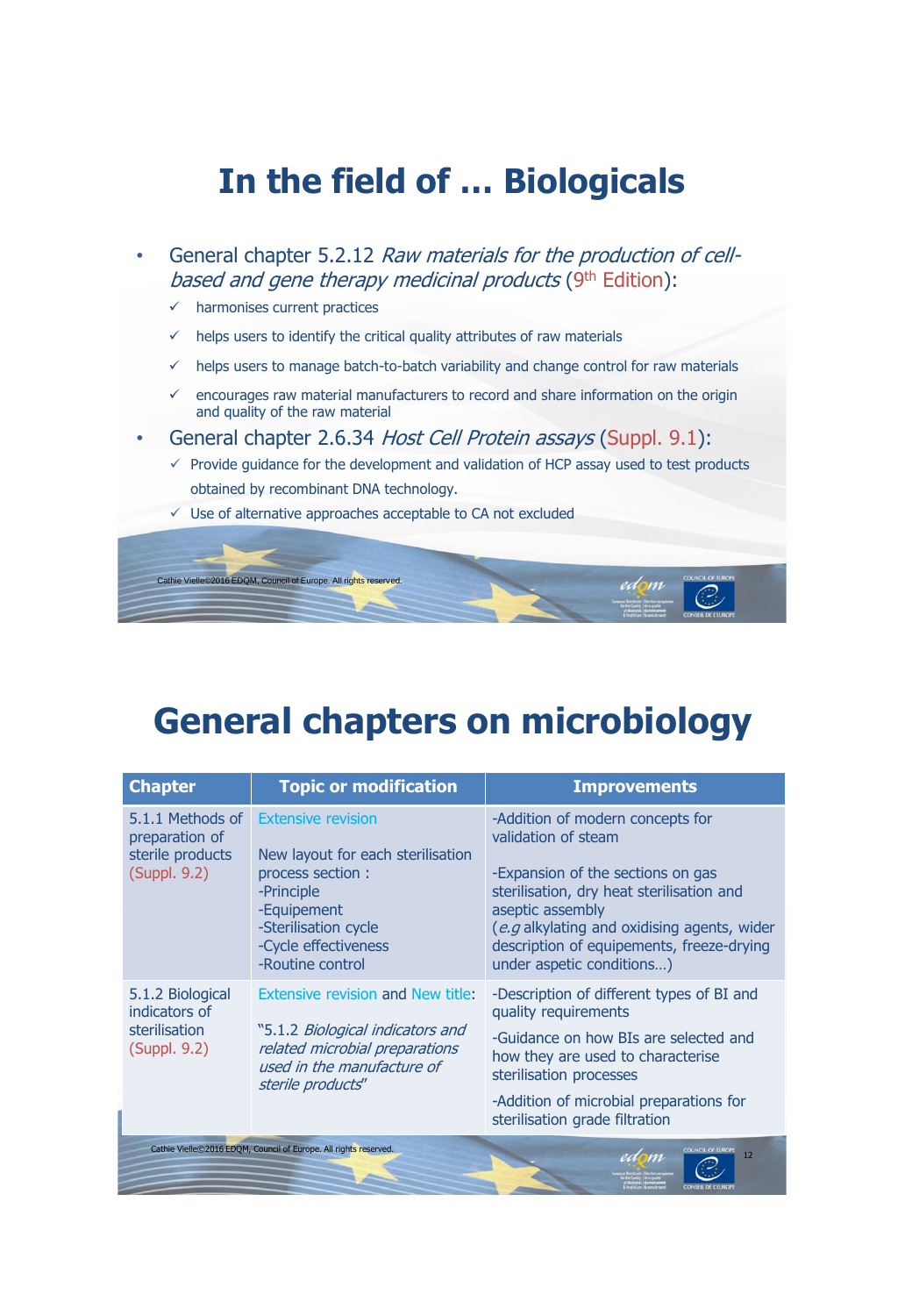# In the field of … Biologicals

- General chapter 5.2.12 *Raw materials for the production of cell-based and gene therapy medicinal products* (9th Edition):
  - ✓ harmonises current practices
  - ✓ helps users to identify the critical quality attributes of raw materials
  - ✓ helps users to manage batch-to-batch variability and change control for raw materials
  - ✓ encourages raw material manufacturers to record and share information on the origin and quality of the raw material
- General chapter 2.6.34 *Host Cell Protein assays* (Suppl. 9.1):
  - ✓ Provide guidance for the development and validation of HCP assay used to test products obtained by recombinant DNA technology.
  - ✓ Use of alternative approaches acceptable to CA not excluded

Cathie Vielle©2016 EDQM, Council of Europe. All rights reserved.

# General chapters on microbiology

| Chapter | Topic or modification | Improvements |
|---|---|---|
| 5.1.1 Methods of preparation of sterile products (Suppl. 9.2) | Extensive revision<br><br>New layout for each sterilisation process section :<br>-Principle<br>-Equipement<br>-Sterilisation cycle<br>-Cycle effectiveness<br>-Routine control | -Addition of modern concepts for validation of steam<br><br>-Expansion of the sections on gas sterilisation, dry heat sterilisation and aseptic assembly<br>(*e.g* alkylating and oxidising agents, wider description of equipements, freeze-drying under aspetic conditions…) |
| 5.1.2 Biological indicators of sterilisation (Suppl. 9.2) | Extensive revision and New title:<br><br>"5.1.2 *Biological indicators and related microbial preparations used in the manufacture of sterile products*" | -Description of different types of BI and quality requirements<br><br>-Guidance on how BIs are selected and how they are used to characterise sterilisation processes<br><br>-Addition of microbial preparations for sterilisation grade filtration |

Cathie Vielle©2016 EDQM, Council of Europe. All rights reserved.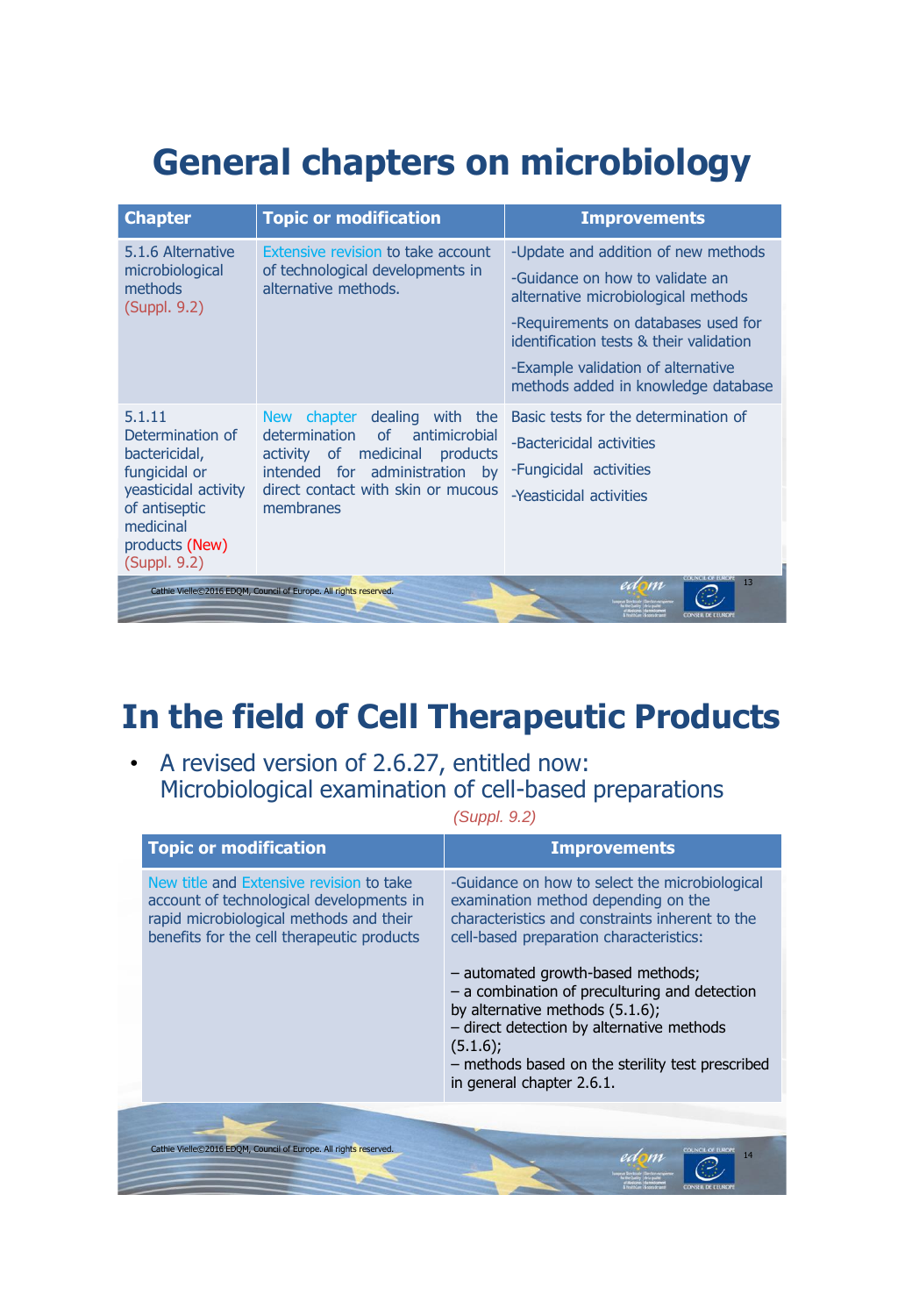# General chapters on microbiology

| Chapter | Topic or modification | Improvements |
|---|---|---|
| 5.1.6 Alternative microbiological methods (Suppl. 9.2) | Extensive revision to take account of technological developments in alternative methods. | -Update and addition of new methods<br>-Guidance on how to validate an alternative microbiological methods<br>-Requirements on databases used for identification tests & their validation<br>-Example validation of alternative methods added in knowledge database |
| 5.1.11 Determination of bactericidal, fungicidal or yeasticidal activity of antiseptic medicinal products (New) (Suppl. 9.2) | New chapter dealing with the determination of antimicrobial activity of medicinal products intended for administration by direct contact with skin or mucous membranes | Basic tests for the determination of<br>-Bactericidal activities<br>-Fungicidal activities<br>-Yeasticidal activities |

# In the field of Cell Therapeutic Products

- A revised version of 2.6.27, entitled now: Microbiological examination of cell-based preparations

*(Suppl. 9.2)*

| Topic or modification | Improvements |
|---|---|
| New title and Extensive revision to take account of technological developments in rapid microbiological methods and their benefits for the cell therapeutic products | -Guidance on how to select the microbiological examination method depending on the characteristics and constraints inherent to the cell-based preparation characteristics:<br><br>– automated growth-based methods;<br>– a combination of preculturing and detection by alternative methods (5.1.6);<br>– direct detection by alternative methods (5.1.6);<br>– methods based on the sterility test prescribed in general chapter 2.6.1. |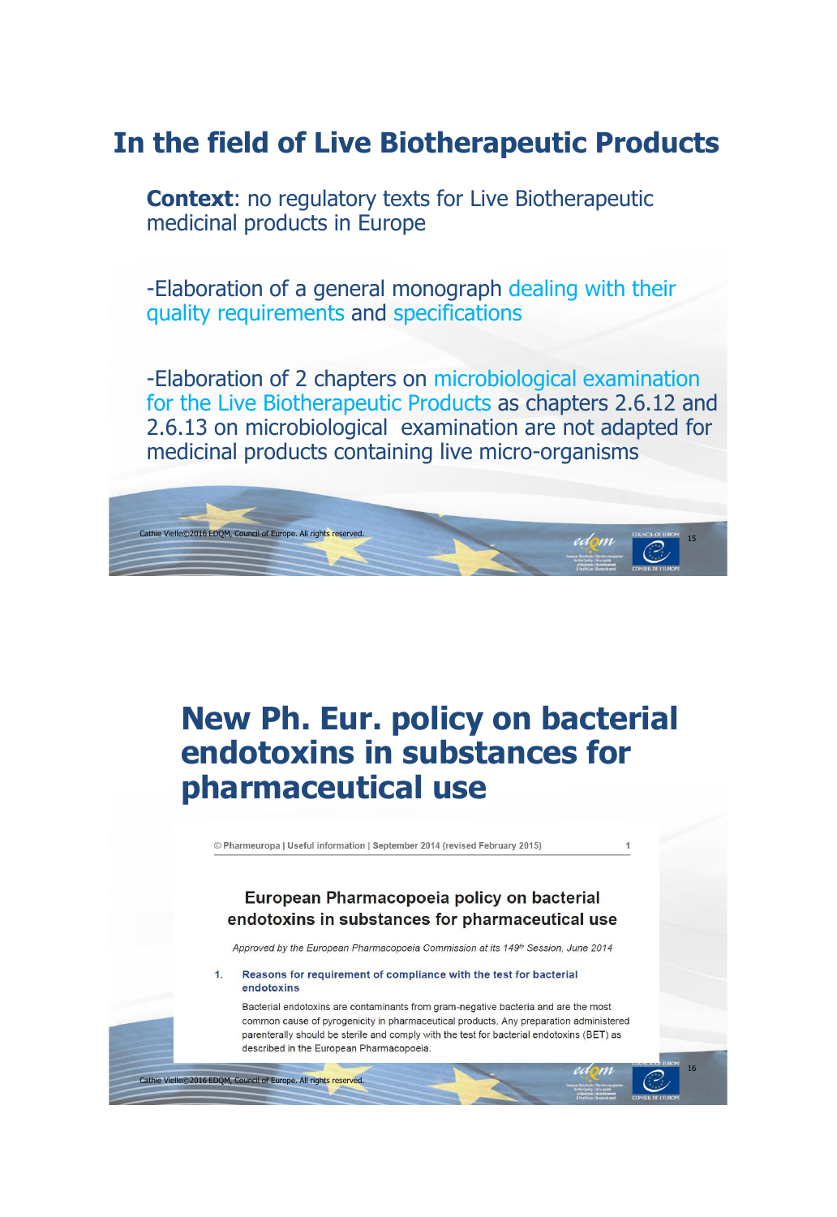# In the field of Live Biotherapeutic Products

**Context**: no regulatory texts for Live Biotherapeutic medicinal products in Europe

-Elaboration of a general monograph dealing with their quality requirements and specifications

-Elaboration of 2 chapters on microbiological examination for the Live Biotherapeutic Products as chapters 2.6.12 and 2.6.13 on microbiological examination are not adapted for medicinal products containing live micro-organisms

# New Ph. Eur. policy on bacterial endotoxins in substances for pharmaceutical use

© Pharmeuropa | Useful information | September 2014 (revised February 2015)

## European Pharmacopoeia policy on bacterial endotoxins in substances for pharmaceutical use

*Approved by the European Pharmacopoeia Commission at its 149th Session, June 2014*

1. **Reasons for requirement of compliance with the test for bacterial endotoxins**

   Bacterial endotoxins are contaminants from gram-negative bacteria and are the most common cause of pyrogenicity in pharmaceutical products. Any preparation administered parenterally should be sterile and comply with the test for bacterial endotoxins (BET) as described in the European Pharmacopoeia.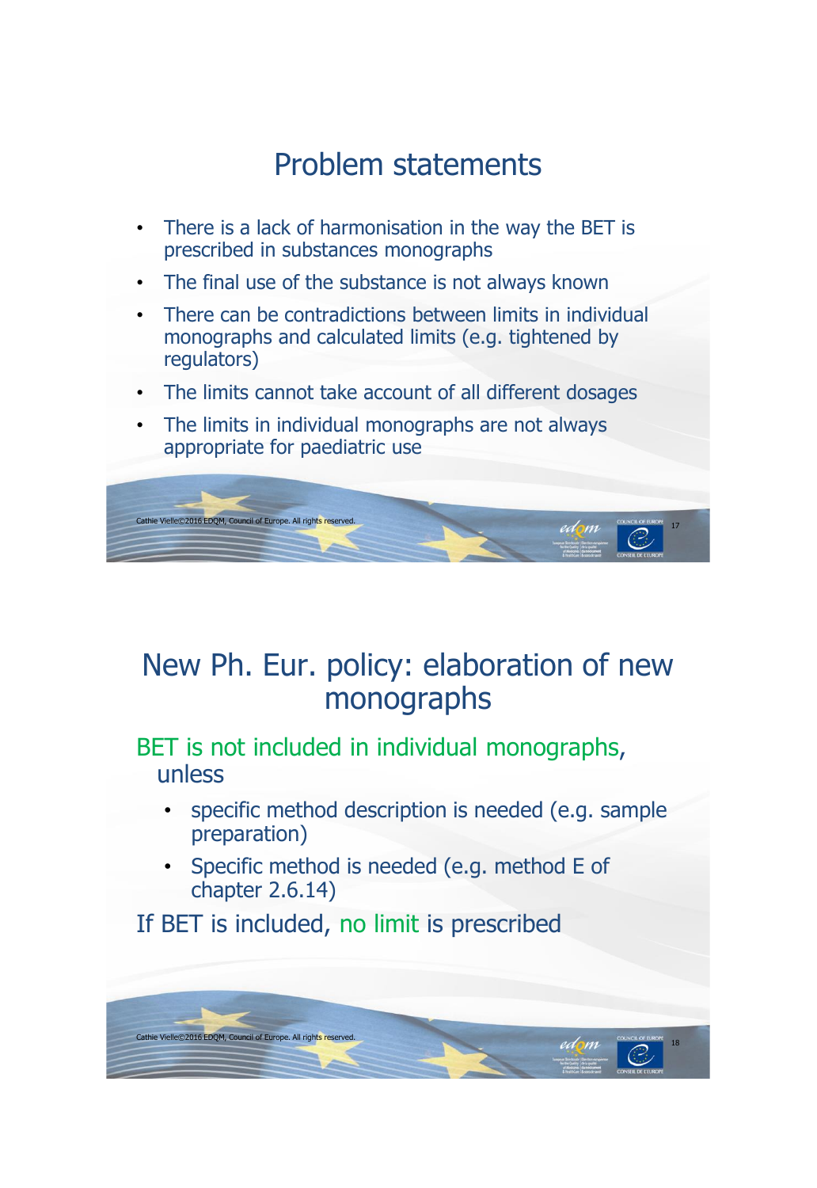## Problem statements

- There is a lack of harmonisation in the way the BET is prescribed in substances monographs
- The final use of the substance is not always known
- There can be contradictions between limits in individual monographs and calculated limits (e.g. tightened by regulators)
- The limits cannot take account of all different dosages
- The limits in individual monographs are not always appropriate for paediatric use

## New Ph. Eur. policy: elaboration of new monographs

BET is not included in individual monographs, unless

- specific method description is needed (e.g. sample preparation)
- Specific method is needed (e.g. method E of chapter 2.6.14)

If BET is included, no limit is prescribed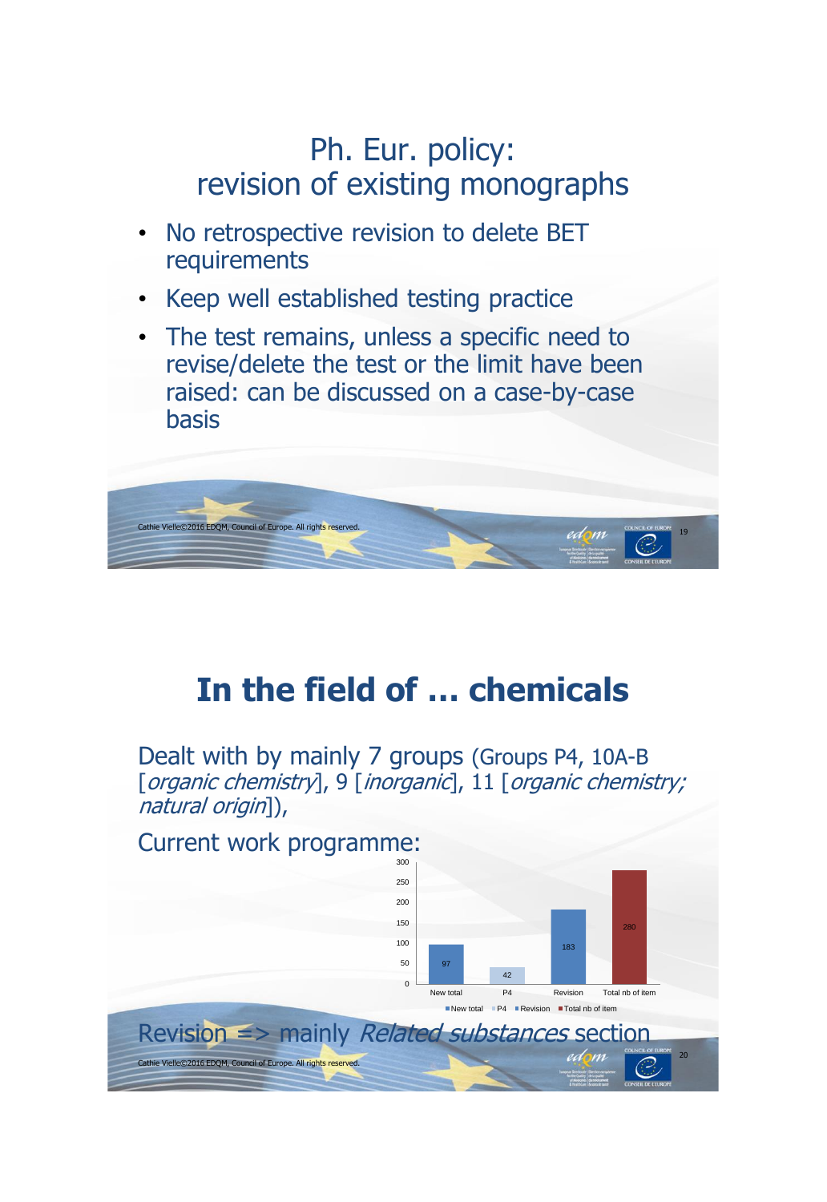# Ph. Eur. policy: revision of existing monographs

- No retrospective revision to delete BET requirements
- Keep well established testing practice
- The test remains, unless a specific need to revise/delete the test or the limit have been raised: can be discussed on a case-by-case basis

Cathie Vielle©2016 EDQM, Council of Europe. All rights reserved.

# In the field of … chemicals

Dealt with by mainly 7 groups (Groups P4, 10A-B [*organic chemistry*], 9 [*inorganic*], 11 [*organic chemistry; natural origin*]),

Current work programme:

| New total | P4 | Revision | Total nb of item |
|---|---|---|---|
| 97 | 42 | 183 | 280 |

Revision => mainly *Related substances* section

Cathie Vielle©2016 EDQM, Council of Europe. All rights reserved.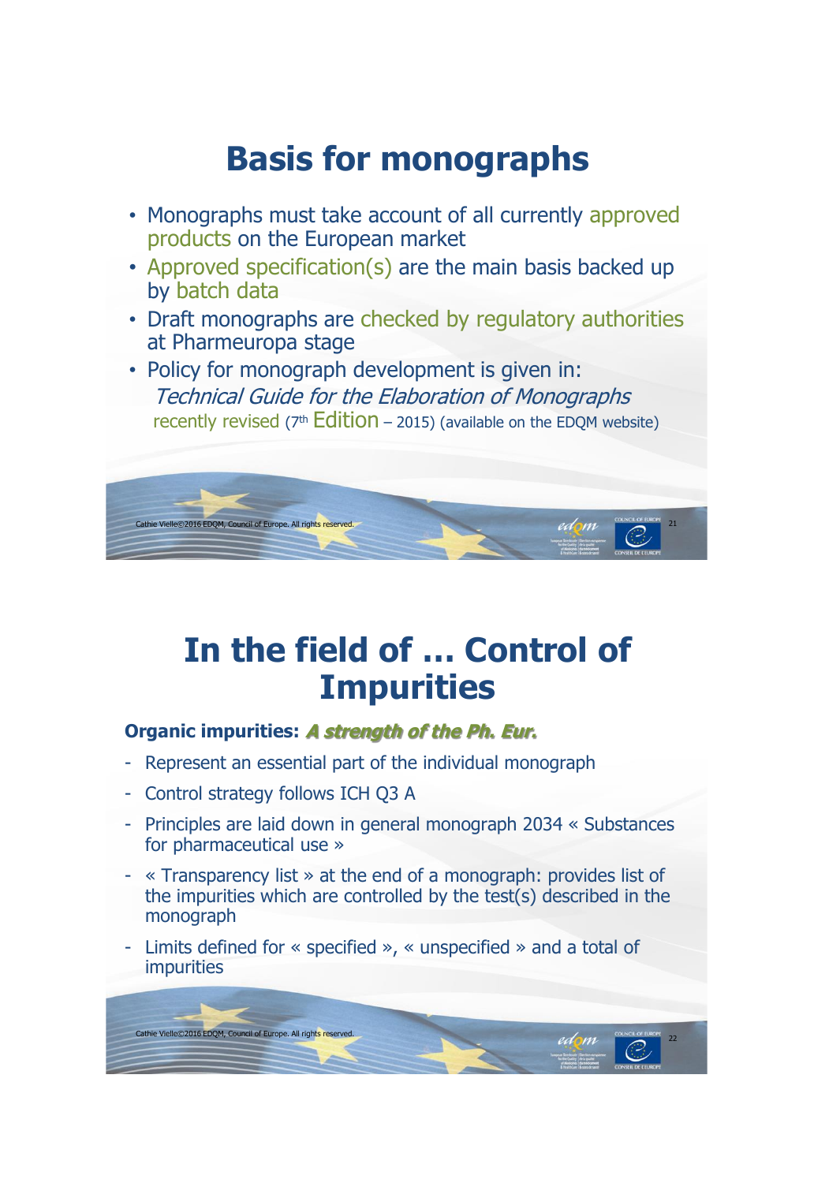# Basis for monographs

- Monographs must take account of all currently approved products on the European market
- Approved specification(s) are the main basis backed up by batch data
- Draft monographs are checked by regulatory authorities at Pharmeuropa stage
- Policy for monograph development is given in:
  *Technical Guide for the Elaboration of Monographs*
  recently revised (7th Edition – 2015) (available on the EDQM website)

# In the field of … Control of Impurities

**Organic impurities:** ***A strength of the Ph. Eur.***

- Represent an essential part of the individual monograph
- Control strategy follows ICH Q3 A
- Principles are laid down in general monograph 2034 « Substances for pharmaceutical use »
- « Transparency list » at the end of a monograph: provides list of the impurities which are controlled by the test(s) described in the monograph
- Limits defined for « specified », « unspecified » and a total of impurities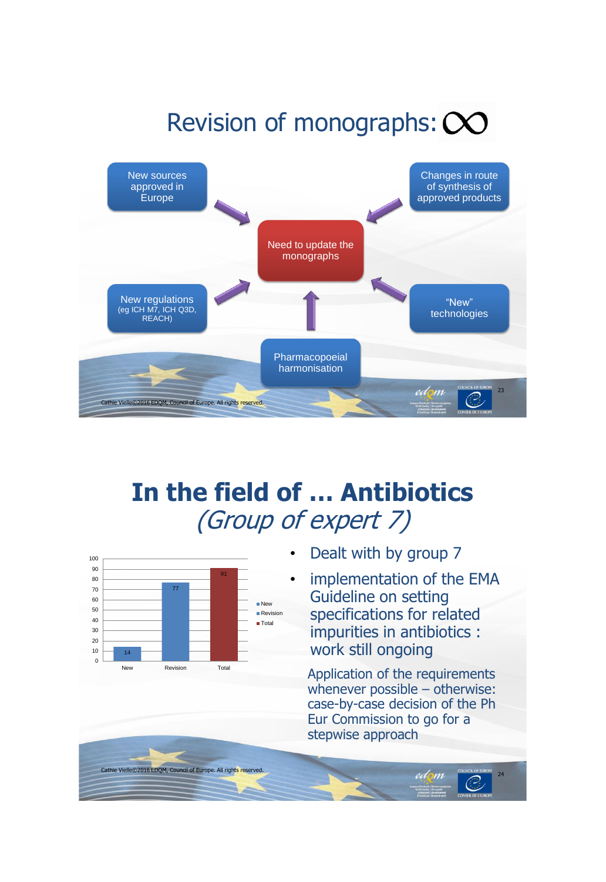# Revision of monographs: ∞

- New sources approved in Europe
- Changes in route of synthesis of approved products
- New regulations (eg ICH M7, ICH Q3D, REACH)
- "New" technologies
- Pharmacopoeial harmonisation

→ Need to update the monographs

Cathie Vielle©2016 EDQM, Council of Europe. All rights reserved.

# In the field of … Antibiotics *(Group of expert 7)*

| | Value |
|---|---|
| New | 14 |
| Revision | 77 |
| Total | 91 |

- Dealt with by group 7
- implementation of the EMA Guideline on setting specifications for related impurities in antibiotics : work still ongoing

Application of the requirements whenever possible – otherwise: case-by-case decision of the Ph Eur Commission to go for a stepwise approach

Cathie Vielle©2016 EDQM, Council of Europe. All rights reserved.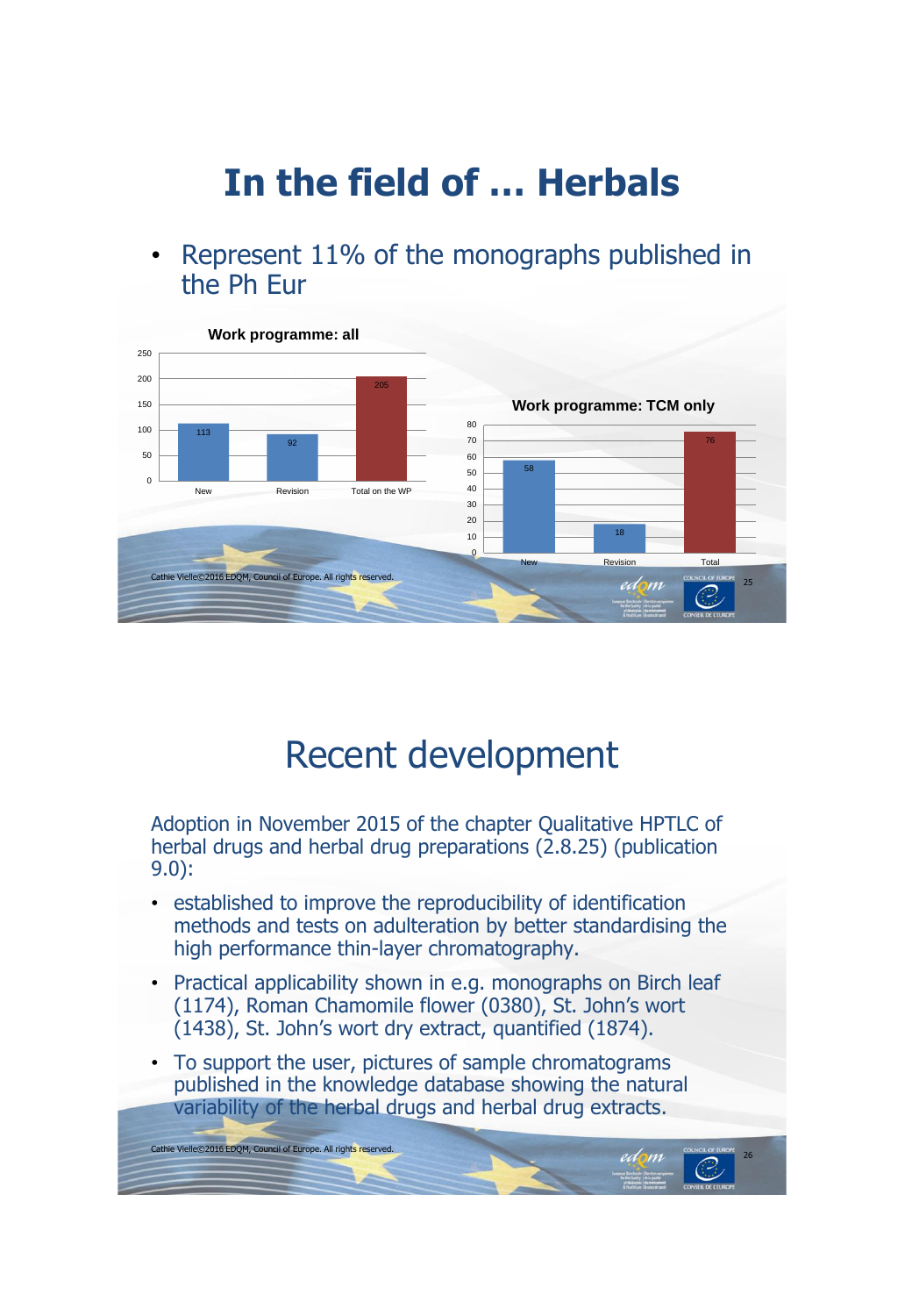# In the field of … Herbals

- Represent 11% of the monographs published in the Ph Eur

**Work programme: all**

| | New | Revision | Total on the WP |
|---|---|---|---|
| | 113 | 92 | 205 |

**Work programme: TCM only**

| | New | Revision | Total |
|---|---|---|---|
| | 58 | 18 | 76 |

Cathie Vielle©2016 EDQM, Council of Europe. All rights reserved.

# Recent development

Adoption in November 2015 of the chapter Qualitative HPTLC of herbal drugs and herbal drug preparations (2.8.25) (publication 9.0):

- established to improve the reproducibility of identification methods and tests on adulteration by better standardising the high performance thin-layer chromatography.
- Practical applicability shown in e.g. monographs on Birch leaf (1174), Roman Chamomile flower (0380), St. John's wort (1438), St. John's wort dry extract, quantified (1874).
- To support the user, pictures of sample chromatograms published in the knowledge database showing the natural variability of the herbal drugs and herbal drug extracts.

Cathie Vielle©2016 EDQM, Council of Europe. All rights reserved.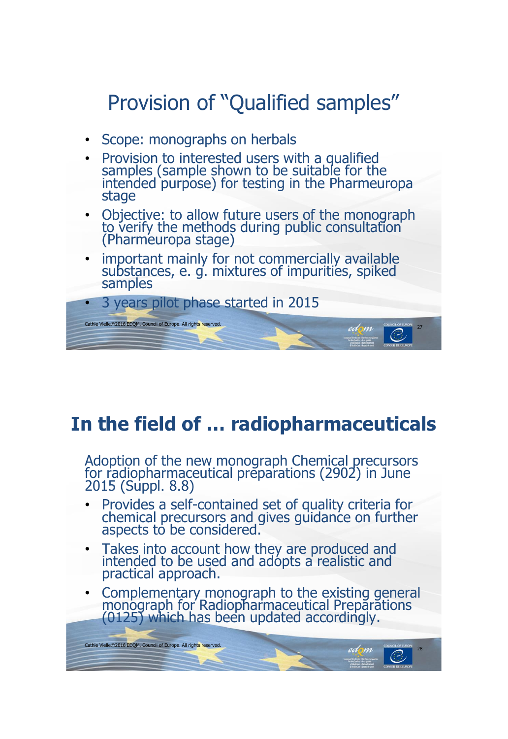# Provision of "Qualified samples"

- Scope: monographs on herbals
- Provision to interested users with a qualified samples (sample shown to be suitable for the intended purpose) for testing in the Pharmeuropa stage
- Objective: to allow future users of the monograph to verify the methods during public consultation (Pharmeuropa stage)
- important mainly for not commercially available substances, e. g. mixtures of impurities, spiked samples
- 3 years pilot phase started in 2015

Cathie Vielle©2016 EDQM, Council of Europe. All rights reserved.

# In the field of … radiopharmaceuticals

Adoption of the new monograph Chemical precursors for radiopharmaceutical preparations (2902) in June 2015 (Suppl. 8.8)

- Provides a self-contained set of quality criteria for chemical precursors and gives guidance on further aspects to be considered.
- Takes into account how they are produced and intended to be used and adopts a realistic and practical approach.
- Complementary monograph to the existing general monograph for Radiopharmaceutical Preparations (0125) which has been updated accordingly.

Cathie Vielle©2016 EDQM, Council of Europe. All rights reserved.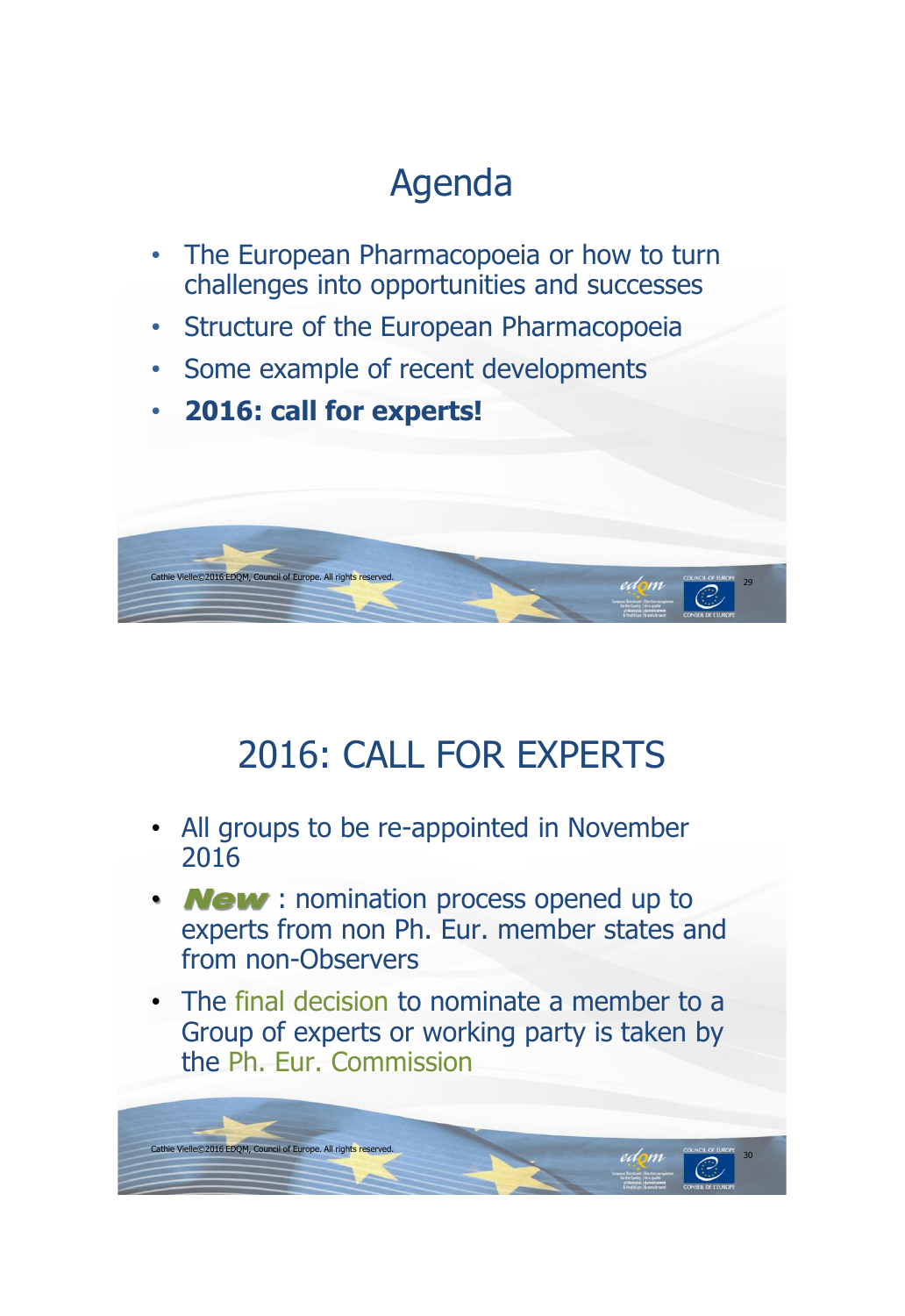# Agenda

- The European Pharmacopoeia or how to turn challenges into opportunities and successes
- Structure of the European Pharmacopoeia
- Some example of recent developments
- **2016: call for experts!**

# 2016: CALL FOR EXPERTS

- All groups to be re-appointed in November 2016
- ***New*** : nomination process opened up to experts from non Ph. Eur. member states and from non-Observers
- The final decision to nominate a member to a Group of experts or working party is taken by the Ph. Eur. Commission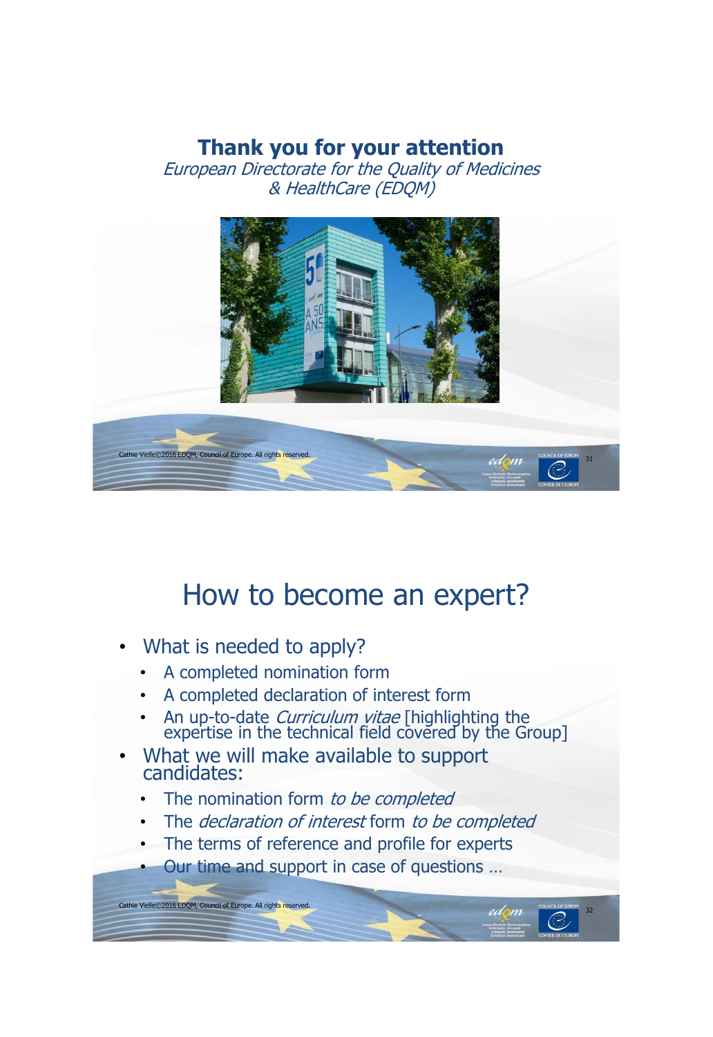## Thank you for your attention

*European Directorate for the Quality of Medicines & HealthCare (EDQM)*

# How to become an expert?

- What is needed to apply?
  - A completed nomination form
  - A completed declaration of interest form
  - An up-to-date *Curriculum vitae* [highlighting the expertise in the technical field covered by the Group]
- What we will make available to support candidates:
  - The nomination form *to be completed*
  - The *declaration of interest* form *to be completed*
  - The terms of reference and profile for experts
  - Our time and support in case of questions …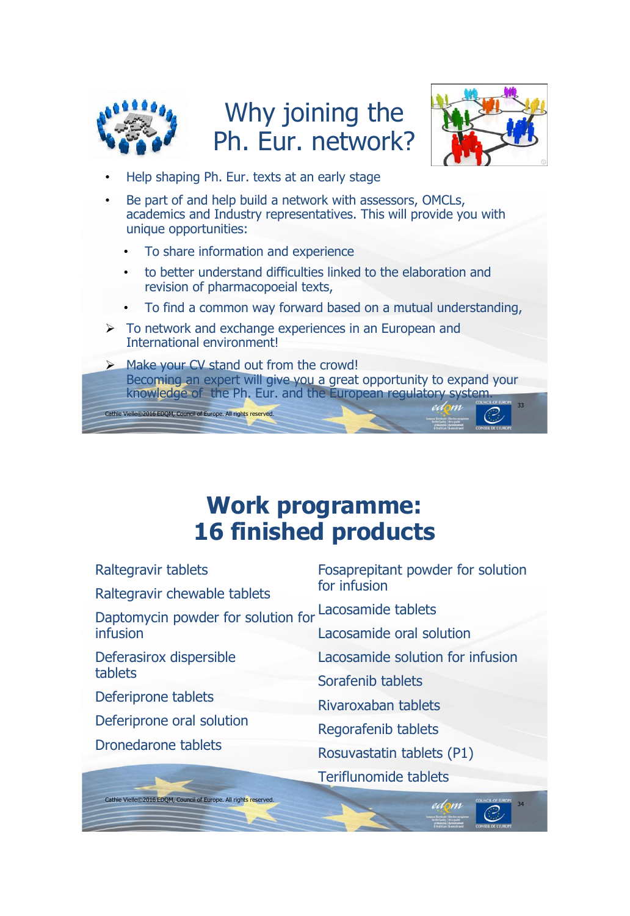# Why joining the Ph. Eur. network?

- Help shaping Ph. Eur. texts at an early stage
- Be part of and help build a network with assessors, OMCLs, academics and Industry representatives. This will provide you with unique opportunities:
  - To share information and experience
  - to better understand difficulties linked to the elaboration and revision of pharmacopoeial texts,
  - To find a common way forward based on a mutual understanding,
- To network and exchange experiences in an European and International environment!
- Make your CV stand out from the crowd!
  Becoming an expert will give you a great opportunity to expand your knowledge of the Ph. Eur. and the European regulatory system.

# Work programme: 16 finished products

- Raltegravir tablets
- Raltegravir chewable tablets
- Daptomycin powder for solution for infusion
- Deferasirox dispersible tablets
- Deferiprone tablets
- Deferiprone oral solution
- Dronedarone tablets
- Fosaprepitant powder for solution for infusion
- Lacosamide tablets
- Lacosamide oral solution
- Lacosamide solution for infusion
- Sorafenib tablets
- Rivaroxaban tablets
- Regorafenib tablets
- Rosuvastatin tablets (P1)
- Teriflunomide tablets